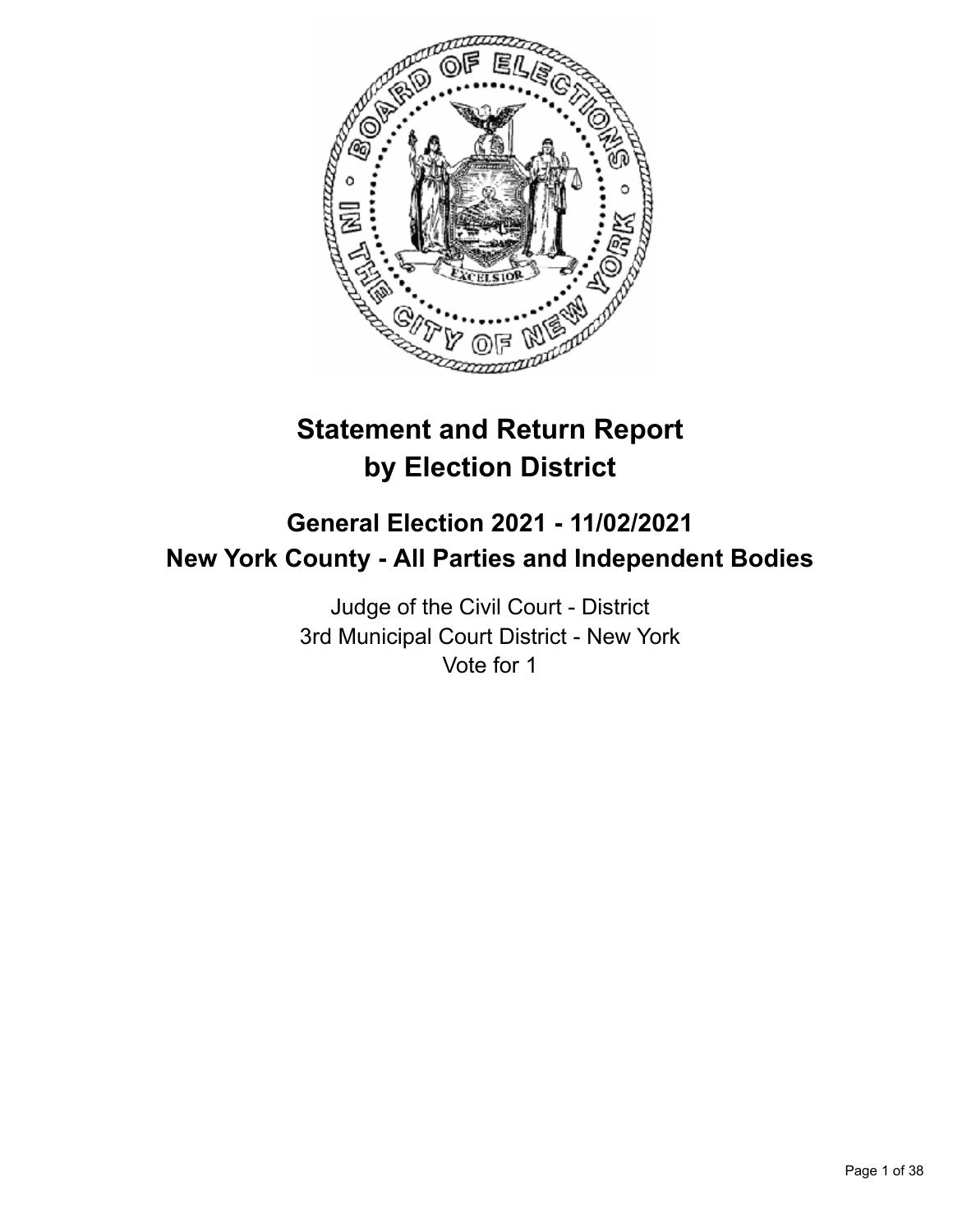# Statement and Return Report by Election District

## General Election 2021 - 11/02/2021
## New York County - All Parties and Independent Bodies

Judge of the Civil Court - District
3rd Municipal Court District - New York
Vote for 1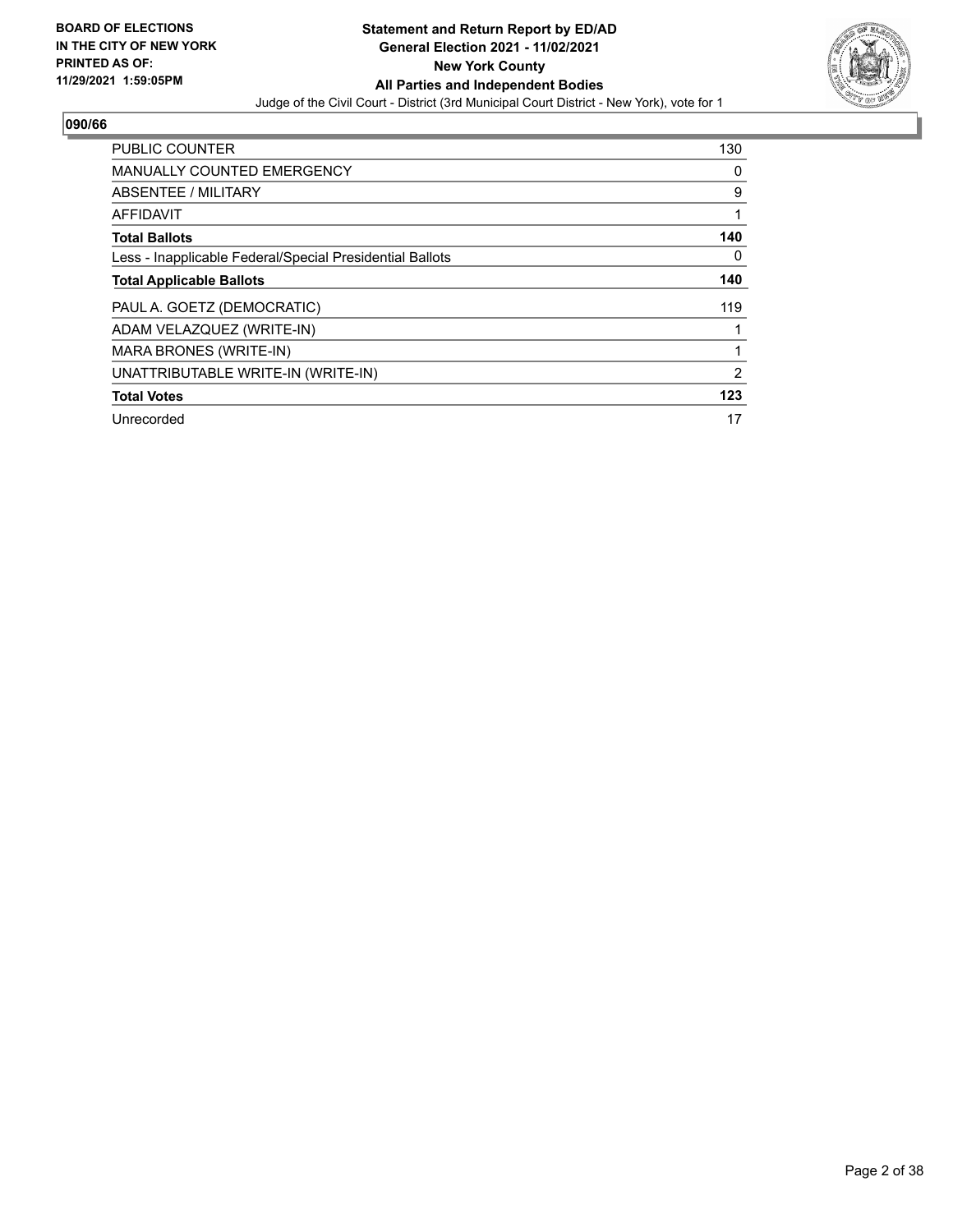**BOARD OF ELECTIONS IN THE CITY OF NEW YORK PRINTED AS OF: 11/29/2021 1:59:05PM**

**Statement and Return Report by ED/AD General Election 2021 - 11/02/2021 New York County All Parties and Independent Bodies**

Judge of the Civil Court - District (3rd Municipal Court District - New York), vote for 1

## 090/66

| | |
|---|---|
| PUBLIC COUNTER | 130 |
| MANUALLY COUNTED EMERGENCY | 0 |
| ABSENTEE / MILITARY | 9 |
| AFFIDAVIT | 1 |
| **Total Ballots** | **140** |
| Less - Inapplicable Federal/Special Presidential Ballots | 0 |
| **Total Applicable Ballots** | **140** |
| PAUL A. GOETZ (DEMOCRATIC) | 119 |
| ADAM VELAZQUEZ (WRITE-IN) | 1 |
| MARA BRONES (WRITE-IN) | 1 |
| UNATTRIBUTABLE WRITE-IN (WRITE-IN) | 2 |
| **Total Votes** | **123** |
| Unrecorded | 17 |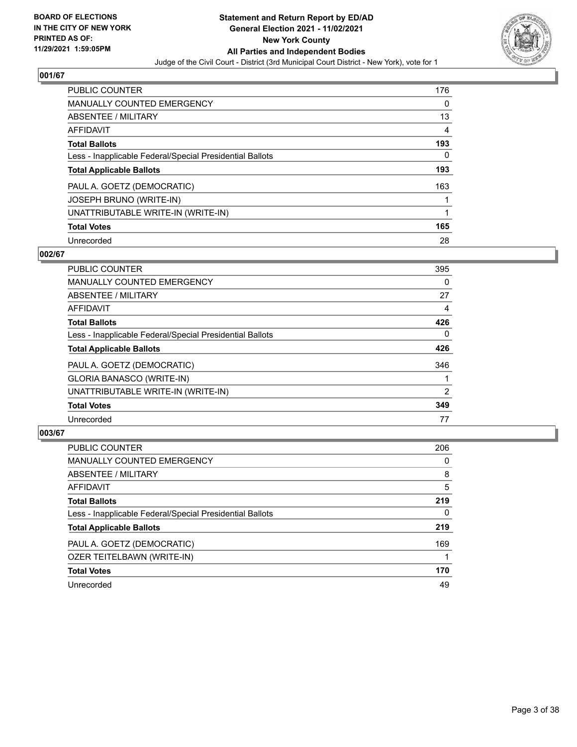**BOARD OF ELECTIONS IN THE CITY OF NEW YORK PRINTED AS OF: 11/29/2021 1:59:05PM**

# Statement and Return Report by ED/AD
## General Election 2021 - 11/02/2021
## New York County
## All Parties and Independent Bodies

Judge of the Civil Court - District (3rd Municipal Court District - New York), vote for 1

### 001/67

| | |
|---|---|
| PUBLIC COUNTER | 176 |
| MANUALLY COUNTED EMERGENCY | 0 |
| ABSENTEE / MILITARY | 13 |
| AFFIDAVIT | 4 |
| **Total Ballots** | **193** |
| Less - Inapplicable Federal/Special Presidential Ballots | 0 |
| **Total Applicable Ballots** | **193** |
| PAUL A. GOETZ (DEMOCRATIC) | 163 |
| JOSEPH BRUNO (WRITE-IN) | 1 |
| UNATTRIBUTABLE WRITE-IN (WRITE-IN) | 1 |
| **Total Votes** | **165** |
| Unrecorded | 28 |

### 002/67

| | |
|---|---|
| PUBLIC COUNTER | 395 |
| MANUALLY COUNTED EMERGENCY | 0 |
| ABSENTEE / MILITARY | 27 |
| AFFIDAVIT | 4 |
| **Total Ballots** | **426** |
| Less - Inapplicable Federal/Special Presidential Ballots | 0 |
| **Total Applicable Ballots** | **426** |
| PAUL A. GOETZ (DEMOCRATIC) | 346 |
| GLORIA BANASCO (WRITE-IN) | 1 |
| UNATTRIBUTABLE WRITE-IN (WRITE-IN) | 2 |
| **Total Votes** | **349** |
| Unrecorded | 77 |

### 003/67

| | |
|---|---|
| PUBLIC COUNTER | 206 |
| MANUALLY COUNTED EMERGENCY | 0 |
| ABSENTEE / MILITARY | 8 |
| AFFIDAVIT | 5 |
| **Total Ballots** | **219** |
| Less - Inapplicable Federal/Special Presidential Ballots | 0 |
| **Total Applicable Ballots** | **219** |
| PAUL A. GOETZ (DEMOCRATIC) | 169 |
| OZER TEITELBAWN (WRITE-IN) | 1 |
| **Total Votes** | **170** |
| Unrecorded | 49 |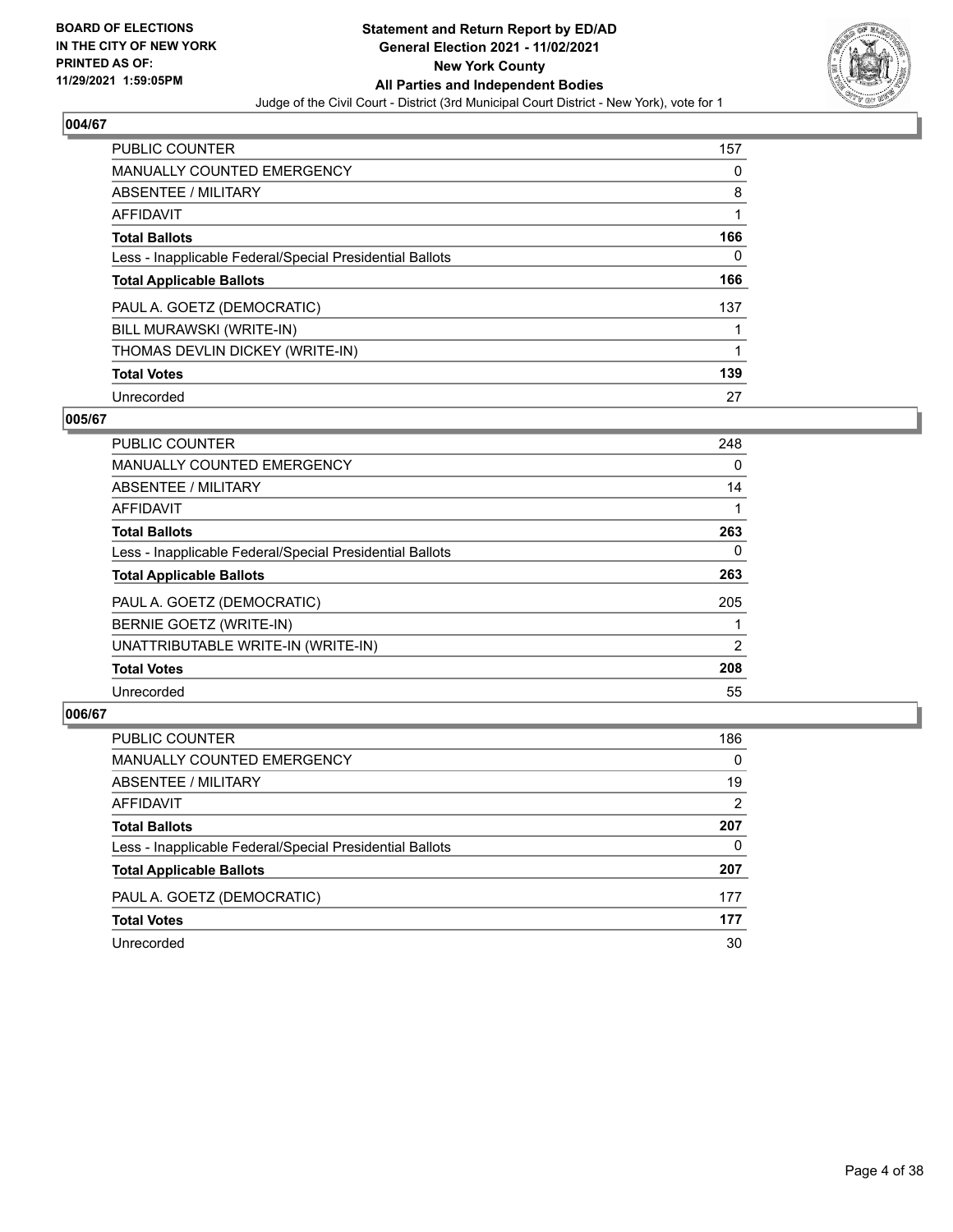**BOARD OF ELECTIONS IN THE CITY OF NEW YORK PRINTED AS OF: 11/29/2021 1:59:05PM**

**Statement and Return Report by ED/AD General Election 2021 - 11/02/2021 New York County All Parties and Independent Bodies**

Judge of the Civil Court - District (3rd Municipal Court District - New York), vote for 1

## 004/67

| | |
|---|---|
| PUBLIC COUNTER | 157 |
| MANUALLY COUNTED EMERGENCY | 0 |
| ABSENTEE / MILITARY | 8 |
| AFFIDAVIT | 1 |
| **Total Ballots** | **166** |
| Less - Inapplicable Federal/Special Presidential Ballots | 0 |
| **Total Applicable Ballots** | **166** |
| PAUL A. GOETZ (DEMOCRATIC) | 137 |
| BILL MURAWSKI (WRITE-IN) | 1 |
| THOMAS DEVLIN DICKEY (WRITE-IN) | 1 |
| **Total Votes** | **139** |
| Unrecorded | 27 |

## 005/67

| | |
|---|---|
| PUBLIC COUNTER | 248 |
| MANUALLY COUNTED EMERGENCY | 0 |
| ABSENTEE / MILITARY | 14 |
| AFFIDAVIT | 1 |
| **Total Ballots** | **263** |
| Less - Inapplicable Federal/Special Presidential Ballots | 0 |
| **Total Applicable Ballots** | **263** |
| PAUL A. GOETZ (DEMOCRATIC) | 205 |
| BERNIE GOETZ (WRITE-IN) | 1 |
| UNATTRIBUTABLE WRITE-IN (WRITE-IN) | 2 |
| **Total Votes** | **208** |
| Unrecorded | 55 |

## 006/67

| | |
|---|---|
| PUBLIC COUNTER | 186 |
| MANUALLY COUNTED EMERGENCY | 0 |
| ABSENTEE / MILITARY | 19 |
| AFFIDAVIT | 2 |
| **Total Ballots** | **207** |
| Less - Inapplicable Federal/Special Presidential Ballots | 0 |
| **Total Applicable Ballots** | **207** |
| PAUL A. GOETZ (DEMOCRATIC) | 177 |
| **Total Votes** | **177** |
| Unrecorded | 30 |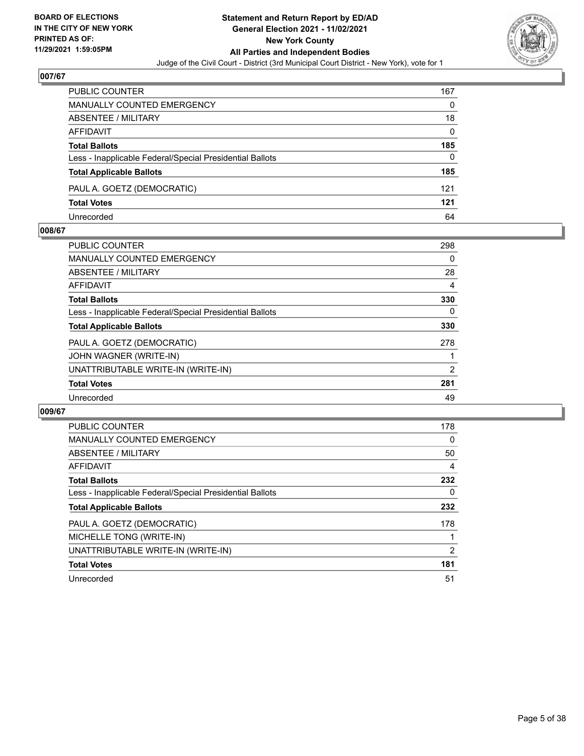**BOARD OF ELECTIONS IN THE CITY OF NEW YORK**
**PRINTED AS OF: 11/29/2021 1:59:05PM**

**Statement and Return Report by ED/AD**
**General Election 2021 - 11/02/2021**
**New York County**
**All Parties and Independent Bodies**
Judge of the Civil Court - District (3rd Municipal Court District - New York), vote for 1

## 007/67

| | |
|---|---|
| PUBLIC COUNTER | 167 |
| MANUALLY COUNTED EMERGENCY | 0 |
| ABSENTEE / MILITARY | 18 |
| AFFIDAVIT | 0 |
| **Total Ballots** | **185** |
| Less - Inapplicable Federal/Special Presidential Ballots | 0 |
| **Total Applicable Ballots** | **185** |
| PAUL A. GOETZ (DEMOCRATIC) | 121 |
| **Total Votes** | **121** |
| Unrecorded | 64 |

## 008/67

| | |
|---|---|
| PUBLIC COUNTER | 298 |
| MANUALLY COUNTED EMERGENCY | 0 |
| ABSENTEE / MILITARY | 28 |
| AFFIDAVIT | 4 |
| **Total Ballots** | **330** |
| Less - Inapplicable Federal/Special Presidential Ballots | 0 |
| **Total Applicable Ballots** | **330** |
| PAUL A. GOETZ (DEMOCRATIC) | 278 |
| JOHN WAGNER (WRITE-IN) | 1 |
| UNATTRIBUTABLE WRITE-IN (WRITE-IN) | 2 |
| **Total Votes** | **281** |
| Unrecorded | 49 |

## 009/67

| | |
|---|---|
| PUBLIC COUNTER | 178 |
| MANUALLY COUNTED EMERGENCY | 0 |
| ABSENTEE / MILITARY | 50 |
| AFFIDAVIT | 4 |
| **Total Ballots** | **232** |
| Less - Inapplicable Federal/Special Presidential Ballots | 0 |
| **Total Applicable Ballots** | **232** |
| PAUL A. GOETZ (DEMOCRATIC) | 178 |
| MICHELLE TONG (WRITE-IN) | 1 |
| UNATTRIBUTABLE WRITE-IN (WRITE-IN) | 2 |
| **Total Votes** | **181** |
| Unrecorded | 51 |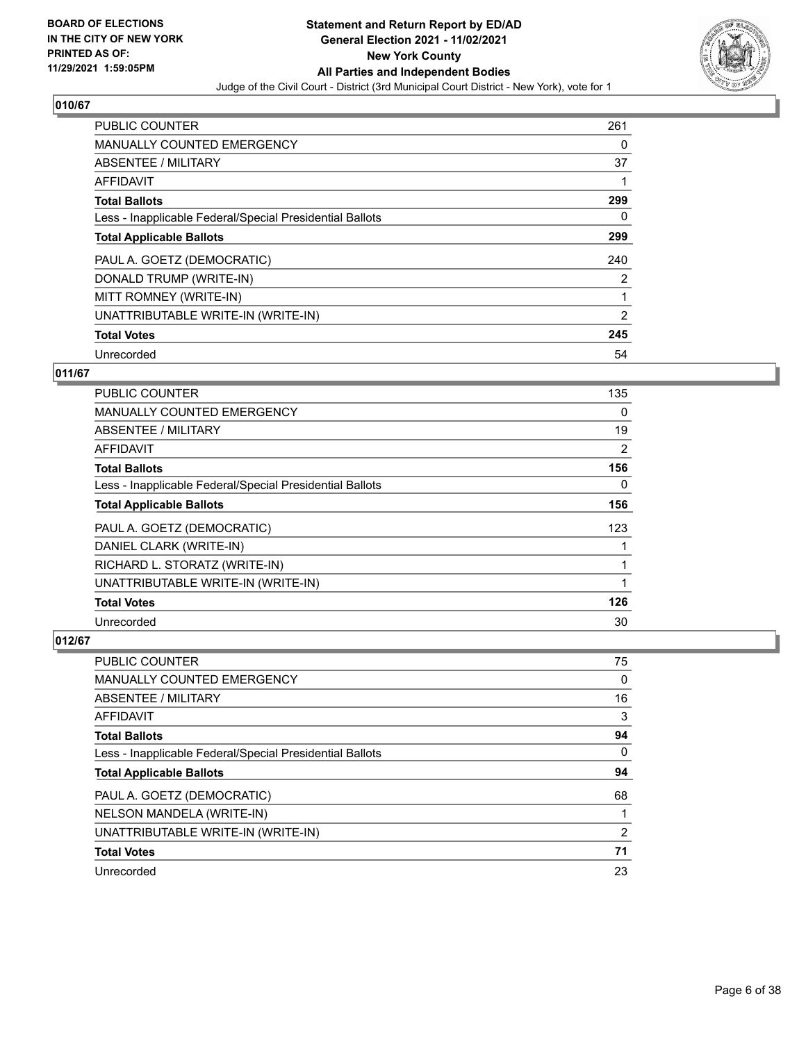### 010/67

| | |
|---|---|
| PUBLIC COUNTER | 261 |
| MANUALLY COUNTED EMERGENCY | 0 |
| ABSENTEE / MILITARY | 37 |
| AFFIDAVIT | 1 |
| **Total Ballots** | **299** |
| Less - Inapplicable Federal/Special Presidential Ballots | 0 |
| **Total Applicable Ballots** | **299** |
| PAUL A. GOETZ (DEMOCRATIC) | 240 |
| DONALD TRUMP (WRITE-IN) | 2 |
| MITT ROMNEY (WRITE-IN) | 1 |
| UNATTRIBUTABLE WRITE-IN (WRITE-IN) | 2 |
| **Total Votes** | **245** |
| Unrecorded | 54 |

### 011/67

| | |
|---|---|
| PUBLIC COUNTER | 135 |
| MANUALLY COUNTED EMERGENCY | 0 |
| ABSENTEE / MILITARY | 19 |
| AFFIDAVIT | 2 |
| **Total Ballots** | **156** |
| Less - Inapplicable Federal/Special Presidential Ballots | 0 |
| **Total Applicable Ballots** | **156** |
| PAUL A. GOETZ (DEMOCRATIC) | 123 |
| DANIEL CLARK (WRITE-IN) | 1 |
| RICHARD L. STORATZ (WRITE-IN) | 1 |
| UNATTRIBUTABLE WRITE-IN (WRITE-IN) | 1 |
| **Total Votes** | **126** |
| Unrecorded | 30 |

### 012/67

| | |
|---|---|
| PUBLIC COUNTER | 75 |
| MANUALLY COUNTED EMERGENCY | 0 |
| ABSENTEE / MILITARY | 16 |
| AFFIDAVIT | 3 |
| **Total Ballots** | **94** |
| Less - Inapplicable Federal/Special Presidential Ballots | 0 |
| **Total Applicable Ballots** | **94** |
| PAUL A. GOETZ (DEMOCRATIC) | 68 |
| NELSON MANDELA (WRITE-IN) | 1 |
| UNATTRIBUTABLE WRITE-IN (WRITE-IN) | 2 |
| **Total Votes** | **71** |
| Unrecorded | 23 |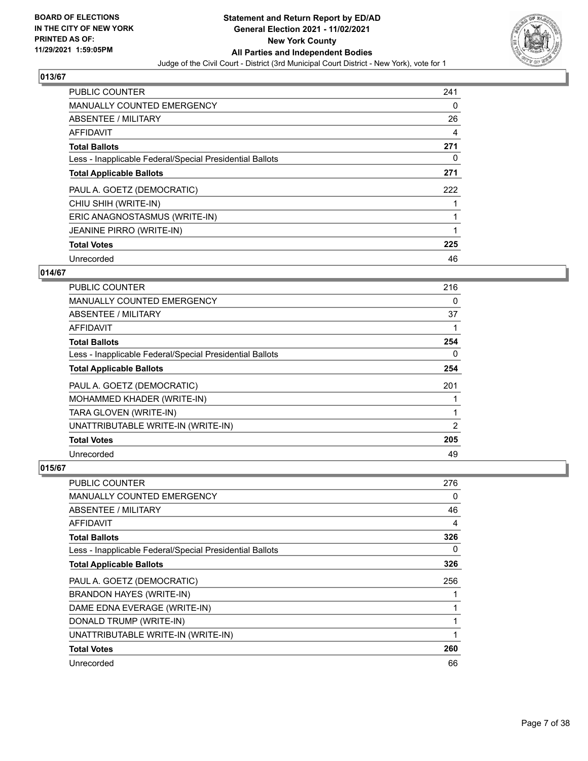## 013/67

| | |
|---|---|
| PUBLIC COUNTER | 241 |
| MANUALLY COUNTED EMERGENCY | 0 |
| ABSENTEE / MILITARY | 26 |
| AFFIDAVIT | 4 |
| **Total Ballots** | **271** |
| Less - Inapplicable Federal/Special Presidential Ballots | 0 |
| **Total Applicable Ballots** | **271** |
| PAUL A. GOETZ (DEMOCRATIC) | 222 |
| CHIU SHIH (WRITE-IN) | 1 |
| ERIC ANAGNOSTASMUS (WRITE-IN) | 1 |
| JEANINE PIRRO (WRITE-IN) | 1 |
| **Total Votes** | **225** |
| Unrecorded | 46 |

## 014/67

| | |
|---|---|
| PUBLIC COUNTER | 216 |
| MANUALLY COUNTED EMERGENCY | 0 |
| ABSENTEE / MILITARY | 37 |
| AFFIDAVIT | 1 |
| **Total Ballots** | **254** |
| Less - Inapplicable Federal/Special Presidential Ballots | 0 |
| **Total Applicable Ballots** | **254** |
| PAUL A. GOETZ (DEMOCRATIC) | 201 |
| MOHAMMED KHADER (WRITE-IN) | 1 |
| TARA GLOVEN (WRITE-IN) | 1 |
| UNATTRIBUTABLE WRITE-IN (WRITE-IN) | 2 |
| **Total Votes** | **205** |
| Unrecorded | 49 |

## 015/67

| | |
|---|---|
| PUBLIC COUNTER | 276 |
| MANUALLY COUNTED EMERGENCY | 0 |
| ABSENTEE / MILITARY | 46 |
| AFFIDAVIT | 4 |
| **Total Ballots** | **326** |
| Less - Inapplicable Federal/Special Presidential Ballots | 0 |
| **Total Applicable Ballots** | **326** |
| PAUL A. GOETZ (DEMOCRATIC) | 256 |
| BRANDON HAYES (WRITE-IN) | 1 |
| DAME EDNA EVERAGE (WRITE-IN) | 1 |
| DONALD TRUMP (WRITE-IN) | 1 |
| UNATTRIBUTABLE WRITE-IN (WRITE-IN) | 1 |
| **Total Votes** | **260** |
| Unrecorded | 66 |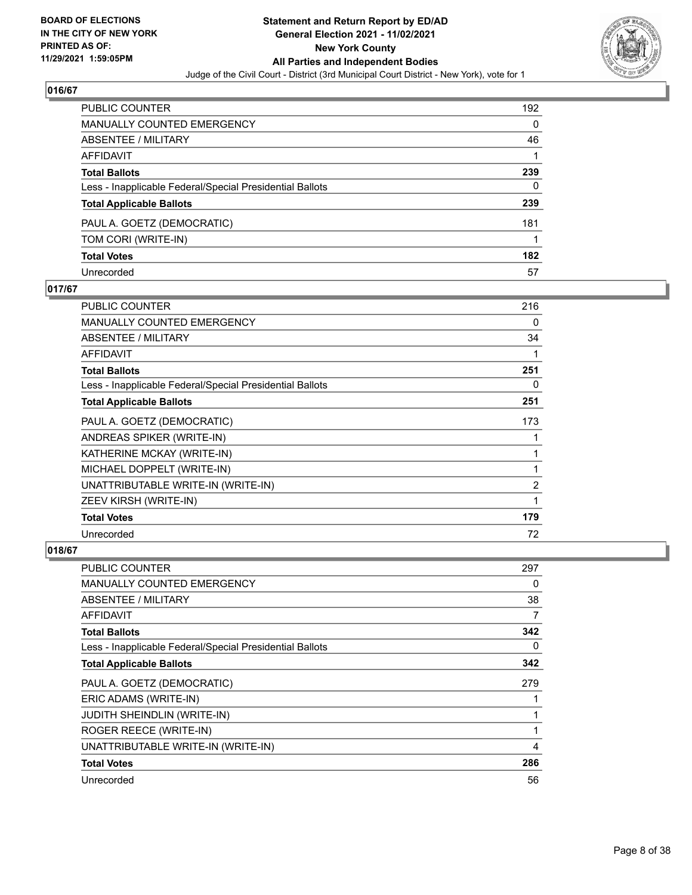**BOARD OF ELECTIONS IN THE CITY OF NEW YORK PRINTED AS OF: 11/29/2021 1:59:05PM**

**Statement and Return Report by ED/AD General Election 2021 - 11/02/2021 New York County All Parties and Independent Bodies**

Judge of the Civil Court - District (3rd Municipal Court District - New York), vote for 1

### 016/67

| | |
|---|---|
| PUBLIC COUNTER | 192 |
| MANUALLY COUNTED EMERGENCY | 0 |
| ABSENTEE / MILITARY | 46 |
| AFFIDAVIT | 1 |
| **Total Ballots** | **239** |
| Less - Inapplicable Federal/Special Presidential Ballots | 0 |
| **Total Applicable Ballots** | **239** |
| PAUL A. GOETZ (DEMOCRATIC) | 181 |
| TOM CORI (WRITE-IN) | 1 |
| **Total Votes** | **182** |
| Unrecorded | 57 |

### 017/67

| | |
|---|---|
| PUBLIC COUNTER | 216 |
| MANUALLY COUNTED EMERGENCY | 0 |
| ABSENTEE / MILITARY | 34 |
| AFFIDAVIT | 1 |
| **Total Ballots** | **251** |
| Less - Inapplicable Federal/Special Presidential Ballots | 0 |
| **Total Applicable Ballots** | **251** |
| PAUL A. GOETZ (DEMOCRATIC) | 173 |
| ANDREAS SPIKER (WRITE-IN) | 1 |
| KATHERINE MCKAY (WRITE-IN) | 1 |
| MICHAEL DOPPELT (WRITE-IN) | 1 |
| UNATTRIBUTABLE WRITE-IN (WRITE-IN) | 2 |
| ZEEV KIRSH (WRITE-IN) | 1 |
| **Total Votes** | **179** |
| Unrecorded | 72 |

### 018/67

| | |
|---|---|
| PUBLIC COUNTER | 297 |
| MANUALLY COUNTED EMERGENCY | 0 |
| ABSENTEE / MILITARY | 38 |
| AFFIDAVIT | 7 |
| **Total Ballots** | **342** |
| Less - Inapplicable Federal/Special Presidential Ballots | 0 |
| **Total Applicable Ballots** | **342** |
| PAUL A. GOETZ (DEMOCRATIC) | 279 |
| ERIC ADAMS (WRITE-IN) | 1 |
| JUDITH SHEINDLIN (WRITE-IN) | 1 |
| ROGER REECE (WRITE-IN) | 1 |
| UNATTRIBUTABLE WRITE-IN (WRITE-IN) | 4 |
| **Total Votes** | **286** |
| Unrecorded | 56 |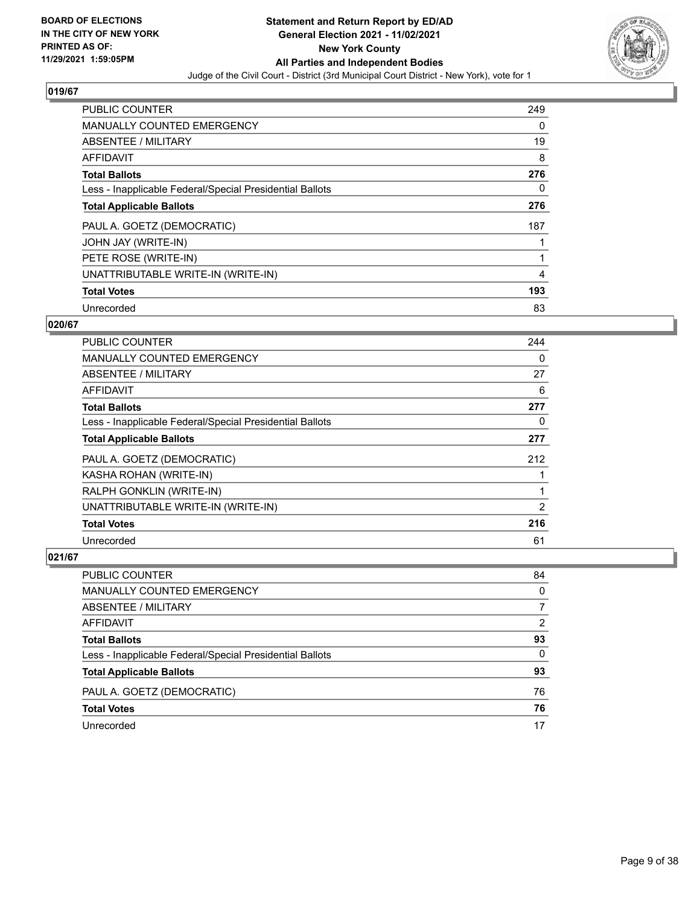**Statement and Return Report by ED/AD**
**General Election 2021 - 11/02/2021**
**New York County**
**All Parties and Independent Bodies**
Judge of the Civil Court - District (3rd Municipal Court District - New York), vote for 1

BOARD OF ELECTIONS IN THE CITY OF NEW YORK PRINTED AS OF: 11/29/2021 1:59:05PM

### 019/67

| | |
|---|---|
| PUBLIC COUNTER | 249 |
| MANUALLY COUNTED EMERGENCY | 0 |
| ABSENTEE / MILITARY | 19 |
| AFFIDAVIT | 8 |
| **Total Ballots** | **276** |
| Less - Inapplicable Federal/Special Presidential Ballots | 0 |
| **Total Applicable Ballots** | **276** |
| PAUL A. GOETZ (DEMOCRATIC) | 187 |
| JOHN JAY (WRITE-IN) | 1 |
| PETE ROSE (WRITE-IN) | 1 |
| UNATTRIBUTABLE WRITE-IN (WRITE-IN) | 4 |
| **Total Votes** | **193** |
| Unrecorded | 83 |

### 020/67

| | |
|---|---|
| PUBLIC COUNTER | 244 |
| MANUALLY COUNTED EMERGENCY | 0 |
| ABSENTEE / MILITARY | 27 |
| AFFIDAVIT | 6 |
| **Total Ballots** | **277** |
| Less - Inapplicable Federal/Special Presidential Ballots | 0 |
| **Total Applicable Ballots** | **277** |
| PAUL A. GOETZ (DEMOCRATIC) | 212 |
| KASHA ROHAN (WRITE-IN) | 1 |
| RALPH GONKLIN (WRITE-IN) | 1 |
| UNATTRIBUTABLE WRITE-IN (WRITE-IN) | 2 |
| **Total Votes** | **216** |
| Unrecorded | 61 |

### 021/67

| | |
|---|---|
| PUBLIC COUNTER | 84 |
| MANUALLY COUNTED EMERGENCY | 0 |
| ABSENTEE / MILITARY | 7 |
| AFFIDAVIT | 2 |
| **Total Ballots** | **93** |
| Less - Inapplicable Federal/Special Presidential Ballots | 0 |
| **Total Applicable Ballots** | **93** |
| PAUL A. GOETZ (DEMOCRATIC) | 76 |
| **Total Votes** | **76** |
| Unrecorded | 17 |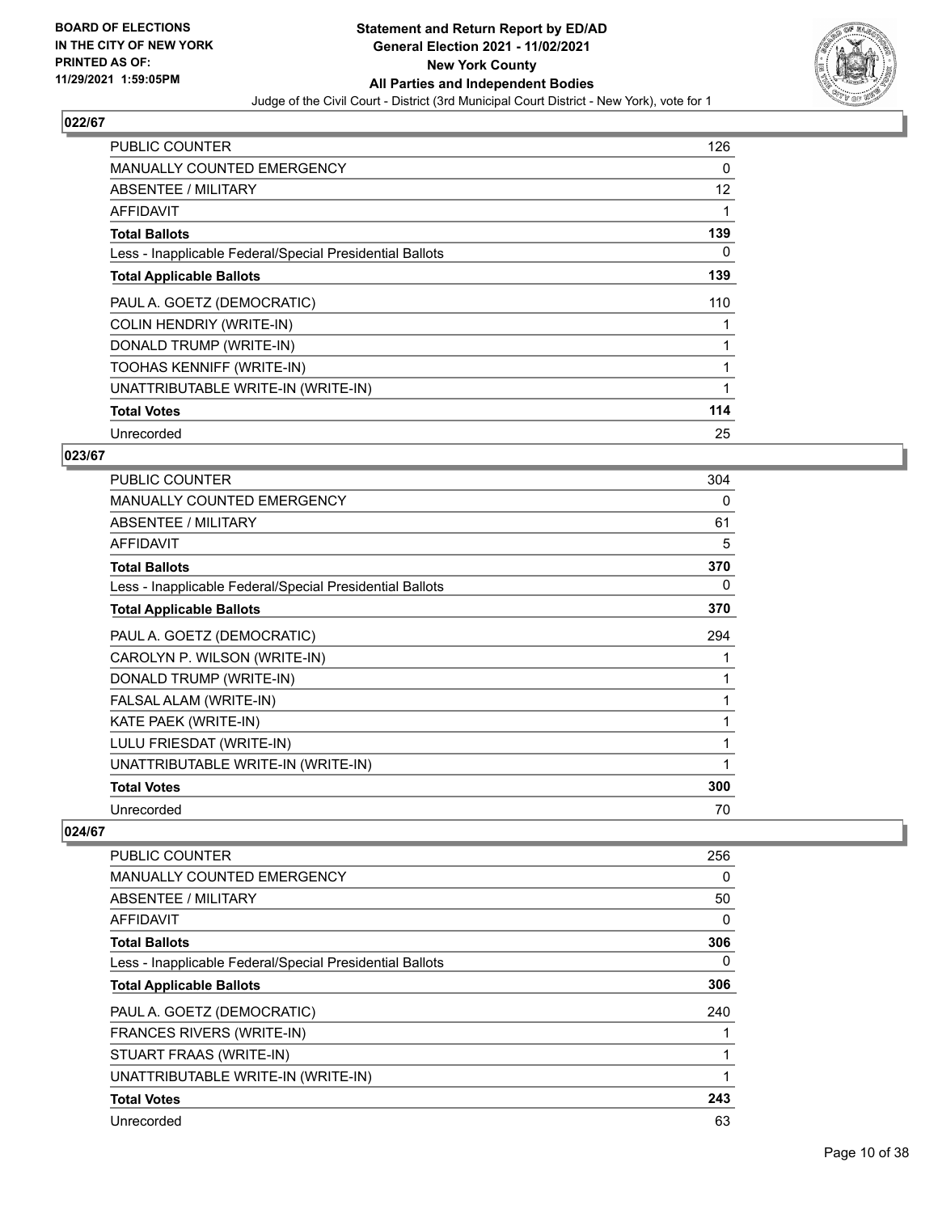## 022/67

| | |
|---|---|
| PUBLIC COUNTER | 126 |
| MANUALLY COUNTED EMERGENCY | 0 |
| ABSENTEE / MILITARY | 12 |
| AFFIDAVIT | 1 |
| **Total Ballots** | **139** |
| Less - Inapplicable Federal/Special Presidential Ballots | 0 |
| **Total Applicable Ballots** | **139** |
| PAUL A. GOETZ (DEMOCRATIC) | 110 |
| COLIN HENDRIY (WRITE-IN) | 1 |
| DONALD TRUMP (WRITE-IN) | 1 |
| TOOHAS KENNIFF (WRITE-IN) | 1 |
| UNATTRIBUTABLE WRITE-IN (WRITE-IN) | 1 |
| **Total Votes** | **114** |
| Unrecorded | 25 |

## 023/67

| | |
|---|---|
| PUBLIC COUNTER | 304 |
| MANUALLY COUNTED EMERGENCY | 0 |
| ABSENTEE / MILITARY | 61 |
| AFFIDAVIT | 5 |
| **Total Ballots** | **370** |
| Less - Inapplicable Federal/Special Presidential Ballots | 0 |
| **Total Applicable Ballots** | **370** |
| PAUL A. GOETZ (DEMOCRATIC) | 294 |
| CAROLYN P. WILSON (WRITE-IN) | 1 |
| DONALD TRUMP (WRITE-IN) | 1 |
| FALSAL ALAM (WRITE-IN) | 1 |
| KATE PAEK (WRITE-IN) | 1 |
| LULU FRIESDAT (WRITE-IN) | 1 |
| UNATTRIBUTABLE WRITE-IN (WRITE-IN) | 1 |
| **Total Votes** | **300** |
| Unrecorded | 70 |

## 024/67

| | |
|---|---|
| PUBLIC COUNTER | 256 |
| MANUALLY COUNTED EMERGENCY | 0 |
| ABSENTEE / MILITARY | 50 |
| AFFIDAVIT | 0 |
| **Total Ballots** | **306** |
| Less - Inapplicable Federal/Special Presidential Ballots | 0 |
| **Total Applicable Ballots** | **306** |
| PAUL A. GOETZ (DEMOCRATIC) | 240 |
| FRANCES RIVERS (WRITE-IN) | 1 |
| STUART FRAAS (WRITE-IN) | 1 |
| UNATTRIBUTABLE WRITE-IN (WRITE-IN) | 1 |
| **Total Votes** | **243** |
| Unrecorded | 63 |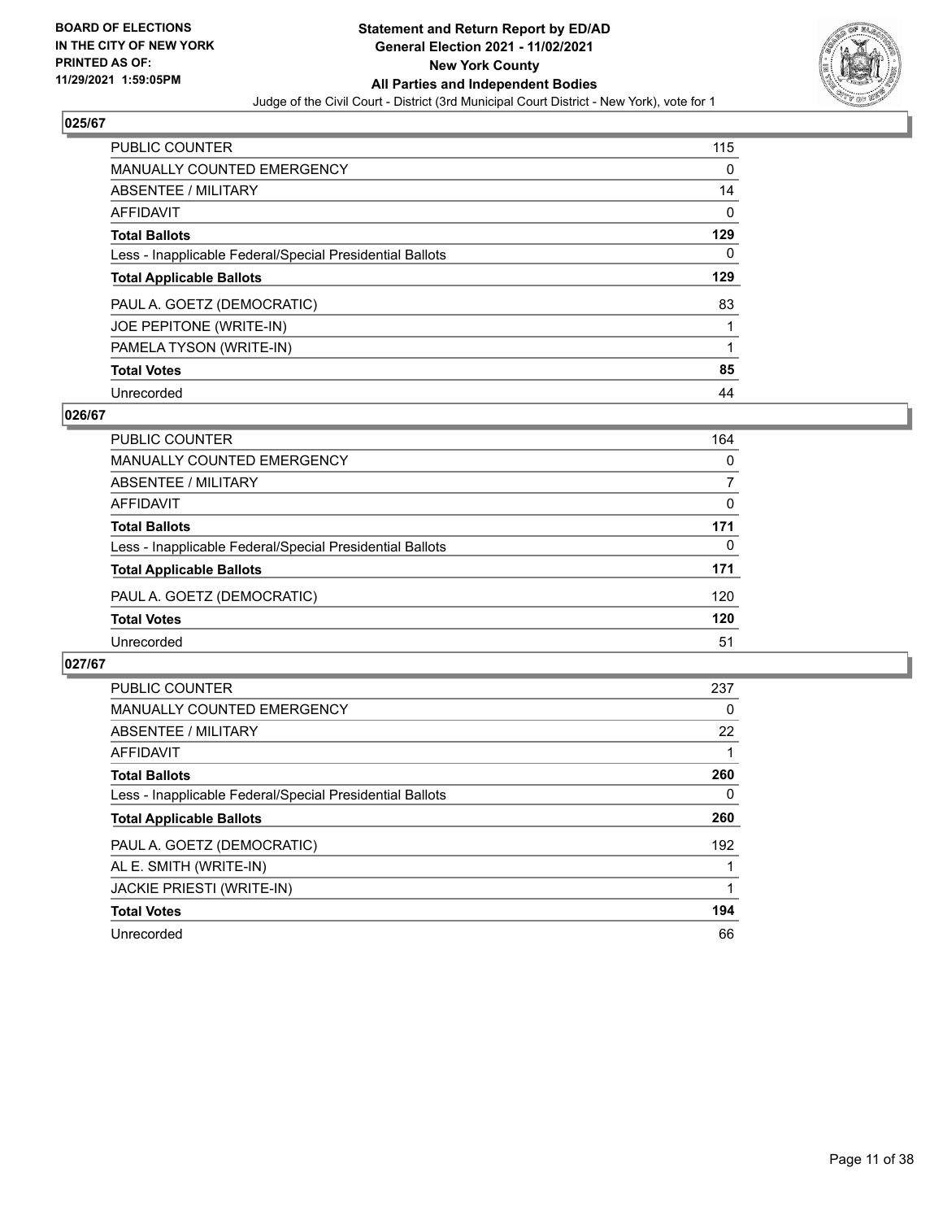## 025/67

| | |
|---|---|
| PUBLIC COUNTER | 115 |
| MANUALLY COUNTED EMERGENCY | 0 |
| ABSENTEE / MILITARY | 14 |
| AFFIDAVIT | 0 |
| **Total Ballots** | **129** |
| Less - Inapplicable Federal/Special Presidential Ballots | 0 |
| **Total Applicable Ballots** | **129** |
| PAUL A. GOETZ (DEMOCRATIC) | 83 |
| JOE PEPITONE (WRITE-IN) | 1 |
| PAMELA TYSON (WRITE-IN) | 1 |
| **Total Votes** | **85** |
| Unrecorded | 44 |

## 026/67

| | |
|---|---|
| PUBLIC COUNTER | 164 |
| MANUALLY COUNTED EMERGENCY | 0 |
| ABSENTEE / MILITARY | 7 |
| AFFIDAVIT | 0 |
| **Total Ballots** | **171** |
| Less - Inapplicable Federal/Special Presidential Ballots | 0 |
| **Total Applicable Ballots** | **171** |
| PAUL A. GOETZ (DEMOCRATIC) | 120 |
| **Total Votes** | **120** |
| Unrecorded | 51 |

## 027/67

| | |
|---|---|
| PUBLIC COUNTER | 237 |
| MANUALLY COUNTED EMERGENCY | 0 |
| ABSENTEE / MILITARY | 22 |
| AFFIDAVIT | 1 |
| **Total Ballots** | **260** |
| Less - Inapplicable Federal/Special Presidential Ballots | 0 |
| **Total Applicable Ballots** | **260** |
| PAUL A. GOETZ (DEMOCRATIC) | 192 |
| AL E. SMITH (WRITE-IN) | 1 |
| JACKIE PRIESTI (WRITE-IN) | 1 |
| **Total Votes** | **194** |
| Unrecorded | 66 |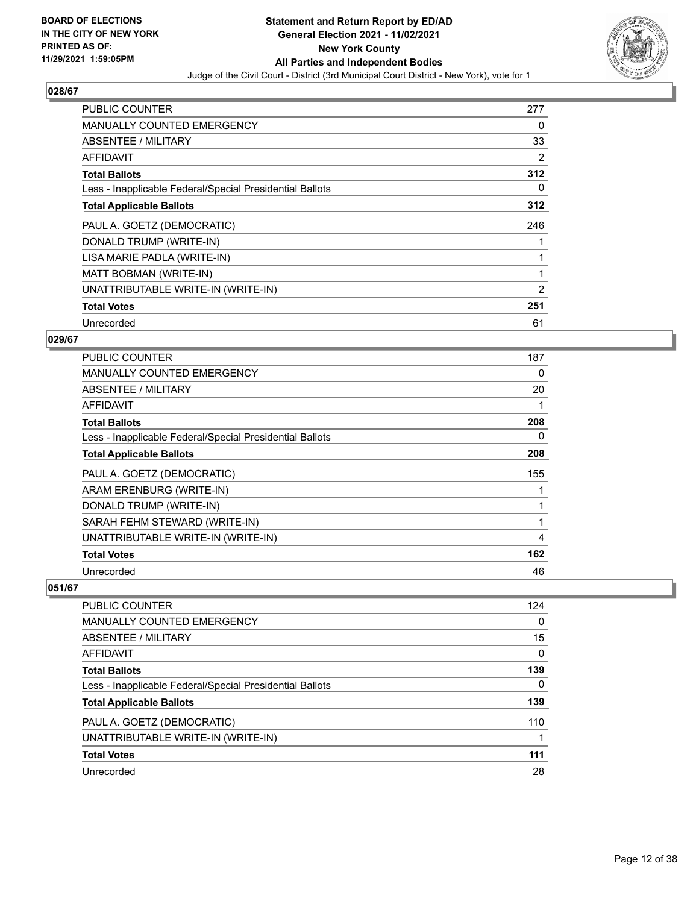BOARD OF ELECTIONS
IN THE CITY OF NEW YORK
PRINTED AS OF:
11/29/2021 1:59:05PM

**Statement and Return Report by ED/AD**
**General Election 2021 - 11/02/2021**
**New York County**
**All Parties and Independent Bodies**
Judge of the Civil Court - District (3rd Municipal Court District - New York), vote for 1

### 028/67

| | |
|---|---|
| PUBLIC COUNTER | 277 |
| MANUALLY COUNTED EMERGENCY | 0 |
| ABSENTEE / MILITARY | 33 |
| AFFIDAVIT | 2 |
| **Total Ballots** | **312** |
| Less - Inapplicable Federal/Special Presidential Ballots | 0 |
| **Total Applicable Ballots** | **312** |
| PAUL A. GOETZ (DEMOCRATIC) | 246 |
| DONALD TRUMP (WRITE-IN) | 1 |
| LISA MARIE PADLA (WRITE-IN) | 1 |
| MATT BOBMAN (WRITE-IN) | 1 |
| UNATTRIBUTABLE WRITE-IN (WRITE-IN) | 2 |
| **Total Votes** | **251** |
| Unrecorded | 61 |

### 029/67

| | |
|---|---|
| PUBLIC COUNTER | 187 |
| MANUALLY COUNTED EMERGENCY | 0 |
| ABSENTEE / MILITARY | 20 |
| AFFIDAVIT | 1 |
| **Total Ballots** | **208** |
| Less - Inapplicable Federal/Special Presidential Ballots | 0 |
| **Total Applicable Ballots** | **208** |
| PAUL A. GOETZ (DEMOCRATIC) | 155 |
| ARAM ERENBURG (WRITE-IN) | 1 |
| DONALD TRUMP (WRITE-IN) | 1 |
| SARAH FEHM STEWARD (WRITE-IN) | 1 |
| UNATTRIBUTABLE WRITE-IN (WRITE-IN) | 4 |
| **Total Votes** | **162** |
| Unrecorded | 46 |

### 051/67

| | |
|---|---|
| PUBLIC COUNTER | 124 |
| MANUALLY COUNTED EMERGENCY | 0 |
| ABSENTEE / MILITARY | 15 |
| AFFIDAVIT | 0 |
| **Total Ballots** | **139** |
| Less - Inapplicable Federal/Special Presidential Ballots | 0 |
| **Total Applicable Ballots** | **139** |
| PAUL A. GOETZ (DEMOCRATIC) | 110 |
| UNATTRIBUTABLE WRITE-IN (WRITE-IN) | 1 |
| **Total Votes** | **111** |
| Unrecorded | 28 |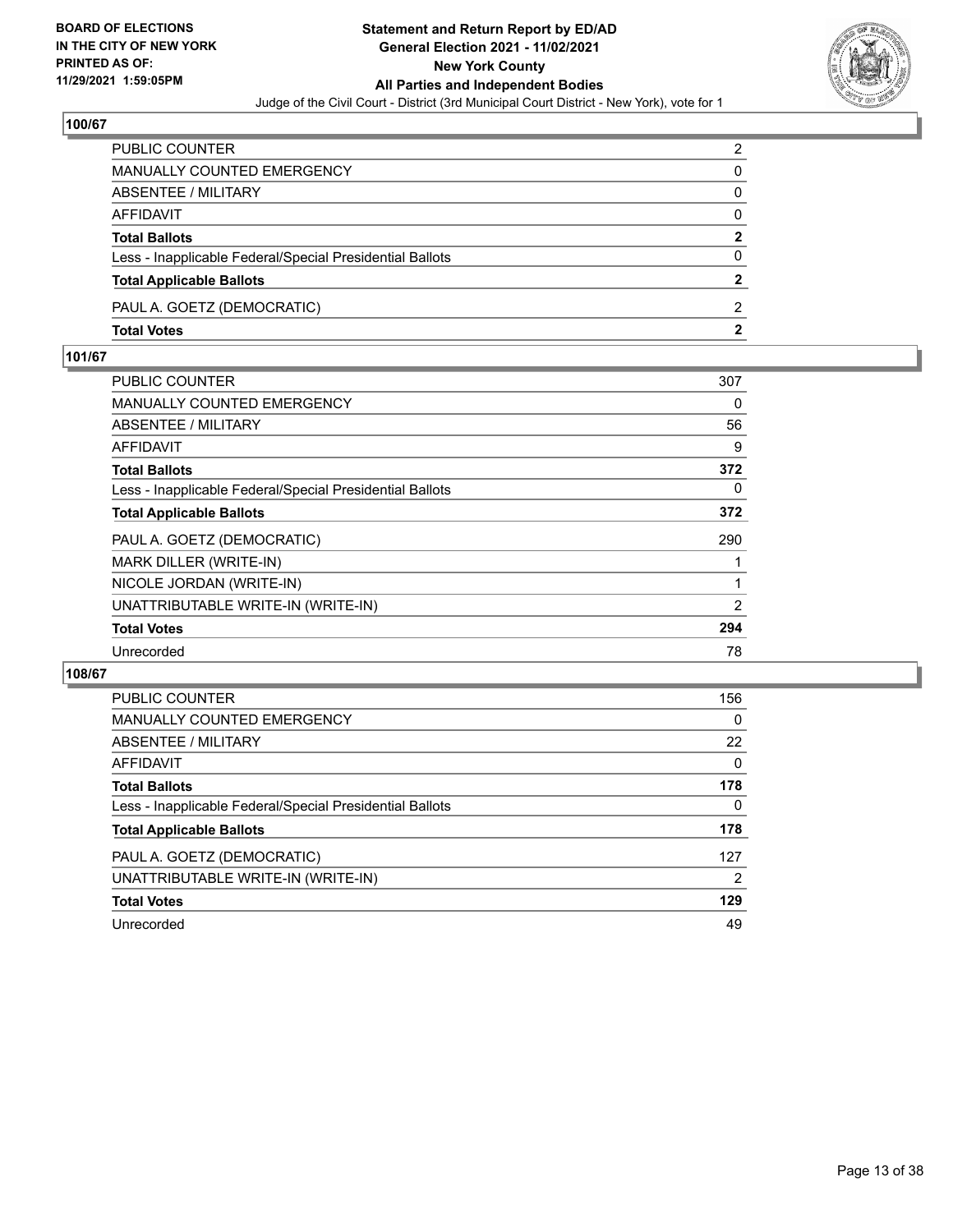**BOARD OF ELECTIONS IN THE CITY OF NEW YORK PRINTED AS OF: 11/29/2021 1:59:05PM**

**Statement and Return Report by ED/AD General Election 2021 - 11/02/2021 New York County All Parties and Independent Bodies**

Judge of the Civil Court - District (3rd Municipal Court District - New York), vote for 1

## 100/67

| | |
|---|---|
| PUBLIC COUNTER | 2 |
| MANUALLY COUNTED EMERGENCY | 0 |
| ABSENTEE / MILITARY | 0 |
| AFFIDAVIT | 0 |
| **Total Ballots** | **2** |
| Less - Inapplicable Federal/Special Presidential Ballots | 0 |
| **Total Applicable Ballots** | **2** |
| PAUL A. GOETZ (DEMOCRATIC) | 2 |
| **Total Votes** | **2** |

## 101/67

| | |
|---|---|
| PUBLIC COUNTER | 307 |
| MANUALLY COUNTED EMERGENCY | 0 |
| ABSENTEE / MILITARY | 56 |
| AFFIDAVIT | 9 |
| **Total Ballots** | **372** |
| Less - Inapplicable Federal/Special Presidential Ballots | 0 |
| **Total Applicable Ballots** | **372** |
| PAUL A. GOETZ (DEMOCRATIC) | 290 |
| MARK DILLER (WRITE-IN) | 1 |
| NICOLE JORDAN (WRITE-IN) | 1 |
| UNATTRIBUTABLE WRITE-IN (WRITE-IN) | 2 |
| **Total Votes** | **294** |
| Unrecorded | 78 |

## 108/67

| | |
|---|---|
| PUBLIC COUNTER | 156 |
| MANUALLY COUNTED EMERGENCY | 0 |
| ABSENTEE / MILITARY | 22 |
| AFFIDAVIT | 0 |
| **Total Ballots** | **178** |
| Less - Inapplicable Federal/Special Presidential Ballots | 0 |
| **Total Applicable Ballots** | **178** |
| PAUL A. GOETZ (DEMOCRATIC) | 127 |
| UNATTRIBUTABLE WRITE-IN (WRITE-IN) | 2 |
| **Total Votes** | **129** |
| Unrecorded | 49 |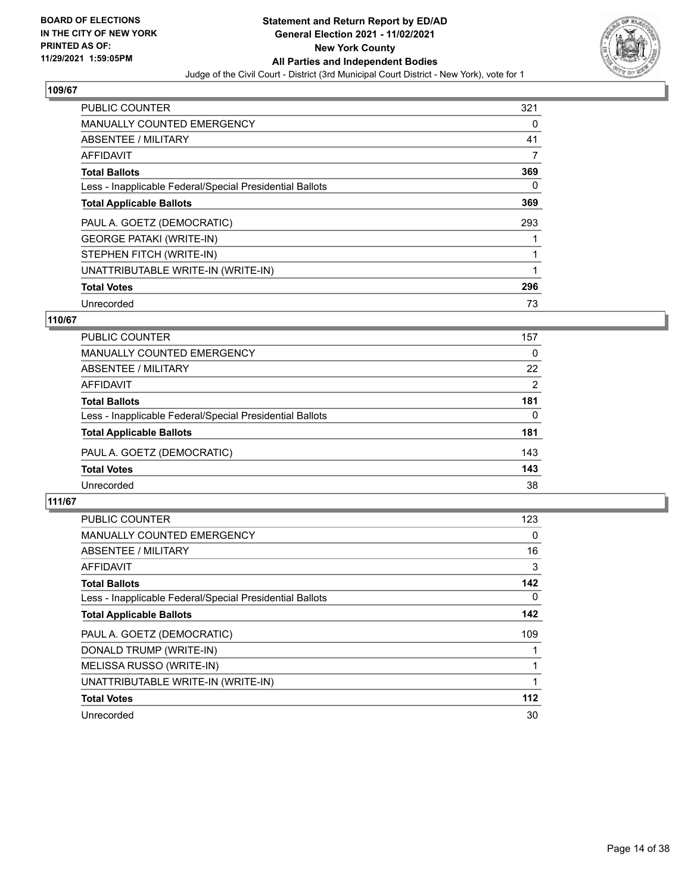## 109/67

| | |
|---|---|
| PUBLIC COUNTER | 321 |
| MANUALLY COUNTED EMERGENCY | 0 |
| ABSENTEE / MILITARY | 41 |
| AFFIDAVIT | 7 |
| **Total Ballots** | **369** |
| Less - Inapplicable Federal/Special Presidential Ballots | 0 |
| **Total Applicable Ballots** | **369** |
| PAUL A. GOETZ (DEMOCRATIC) | 293 |
| GEORGE PATAKI (WRITE-IN) | 1 |
| STEPHEN FITCH (WRITE-IN) | 1 |
| UNATTRIBUTABLE WRITE-IN (WRITE-IN) | 1 |
| **Total Votes** | **296** |
| Unrecorded | 73 |

## 110/67

| | |
|---|---|
| PUBLIC COUNTER | 157 |
| MANUALLY COUNTED EMERGENCY | 0 |
| ABSENTEE / MILITARY | 22 |
| AFFIDAVIT | 2 |
| **Total Ballots** | **181** |
| Less - Inapplicable Federal/Special Presidential Ballots | 0 |
| **Total Applicable Ballots** | **181** |
| PAUL A. GOETZ (DEMOCRATIC) | 143 |
| **Total Votes** | **143** |
| Unrecorded | 38 |

## 111/67

| | |
|---|---|
| PUBLIC COUNTER | 123 |
| MANUALLY COUNTED EMERGENCY | 0 |
| ABSENTEE / MILITARY | 16 |
| AFFIDAVIT | 3 |
| **Total Ballots** | **142** |
| Less - Inapplicable Federal/Special Presidential Ballots | 0 |
| **Total Applicable Ballots** | **142** |
| PAUL A. GOETZ (DEMOCRATIC) | 109 |
| DONALD TRUMP (WRITE-IN) | 1 |
| MELISSA RUSSO (WRITE-IN) | 1 |
| UNATTRIBUTABLE WRITE-IN (WRITE-IN) | 1 |
| **Total Votes** | **112** |
| Unrecorded | 30 |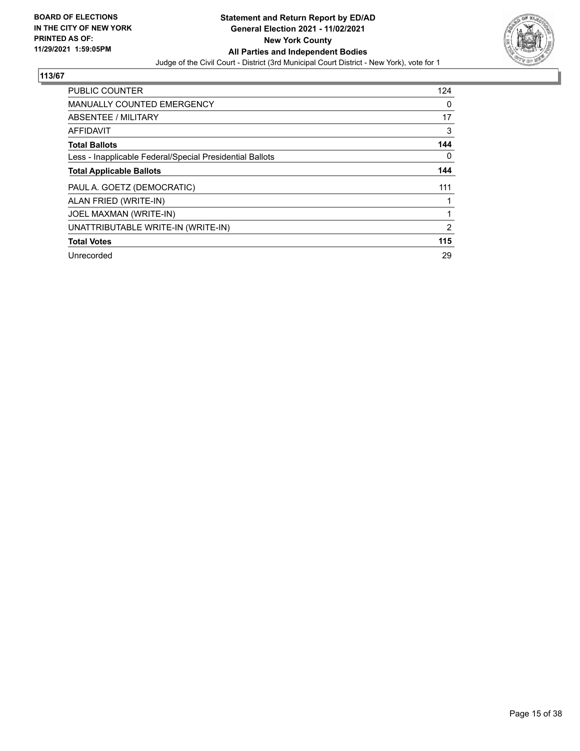**BOARD OF ELECTIONS IN THE CITY OF NEW YORK PRINTED AS OF: 11/29/2021 1:59:05PM**

**Statement and Return Report by ED/AD**
**General Election 2021 - 11/02/2021**
**New York County**
**All Parties and Independent Bodies**
Judge of the Civil Court - District (3rd Municipal Court District - New York), vote for 1

## 113/67

| | |
|---|---|
| PUBLIC COUNTER | 124 |
| MANUALLY COUNTED EMERGENCY | 0 |
| ABSENTEE / MILITARY | 17 |
| AFFIDAVIT | 3 |
| **Total Ballots** | **144** |
| Less - Inapplicable Federal/Special Presidential Ballots | 0 |
| **Total Applicable Ballots** | **144** |
| PAUL A. GOETZ (DEMOCRATIC) | 111 |
| ALAN FRIED (WRITE-IN) | 1 |
| JOEL MAXMAN (WRITE-IN) | 1 |
| UNATTRIBUTABLE WRITE-IN (WRITE-IN) | 2 |
| **Total Votes** | **115** |
| Unrecorded | 29 |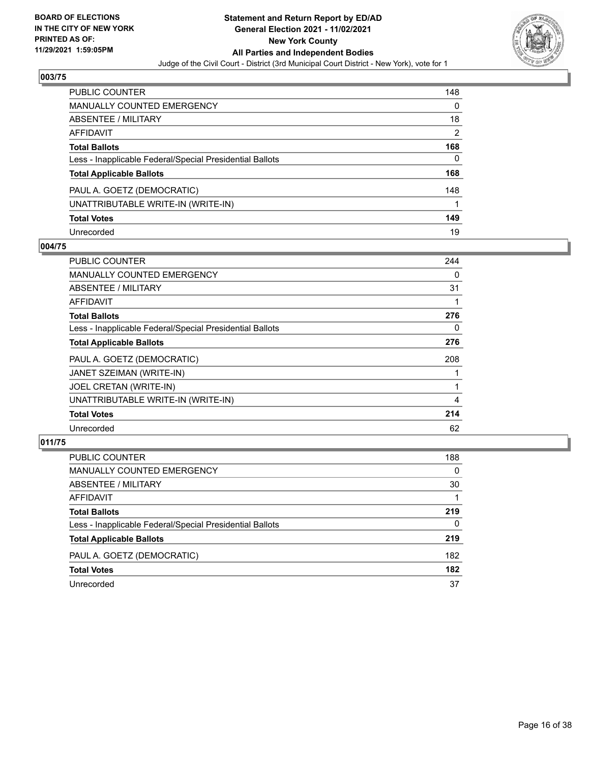### 003/75

| | |
|---|---|
| PUBLIC COUNTER | 148 |
| MANUALLY COUNTED EMERGENCY | 0 |
| ABSENTEE / MILITARY | 18 |
| AFFIDAVIT | 2 |
| **Total Ballots** | **168** |
| Less - Inapplicable Federal/Special Presidential Ballots | 0 |
| **Total Applicable Ballots** | **168** |
| PAUL A. GOETZ (DEMOCRATIC) | 148 |
| UNATTRIBUTABLE WRITE-IN (WRITE-IN) | 1 |
| **Total Votes** | **149** |
| Unrecorded | 19 |

### 004/75

| | |
|---|---|
| PUBLIC COUNTER | 244 |
| MANUALLY COUNTED EMERGENCY | 0 |
| ABSENTEE / MILITARY | 31 |
| AFFIDAVIT | 1 |
| **Total Ballots** | **276** |
| Less - Inapplicable Federal/Special Presidential Ballots | 0 |
| **Total Applicable Ballots** | **276** |
| PAUL A. GOETZ (DEMOCRATIC) | 208 |
| JANET SZEIMAN (WRITE-IN) | 1 |
| JOEL CRETAN (WRITE-IN) | 1 |
| UNATTRIBUTABLE WRITE-IN (WRITE-IN) | 4 |
| **Total Votes** | **214** |
| Unrecorded | 62 |

### 011/75

| | |
|---|---|
| PUBLIC COUNTER | 188 |
| MANUALLY COUNTED EMERGENCY | 0 |
| ABSENTEE / MILITARY | 30 |
| AFFIDAVIT | 1 |
| **Total Ballots** | **219** |
| Less - Inapplicable Federal/Special Presidential Ballots | 0 |
| **Total Applicable Ballots** | **219** |
| PAUL A. GOETZ (DEMOCRATIC) | 182 |
| **Total Votes** | **182** |
| Unrecorded | 37 |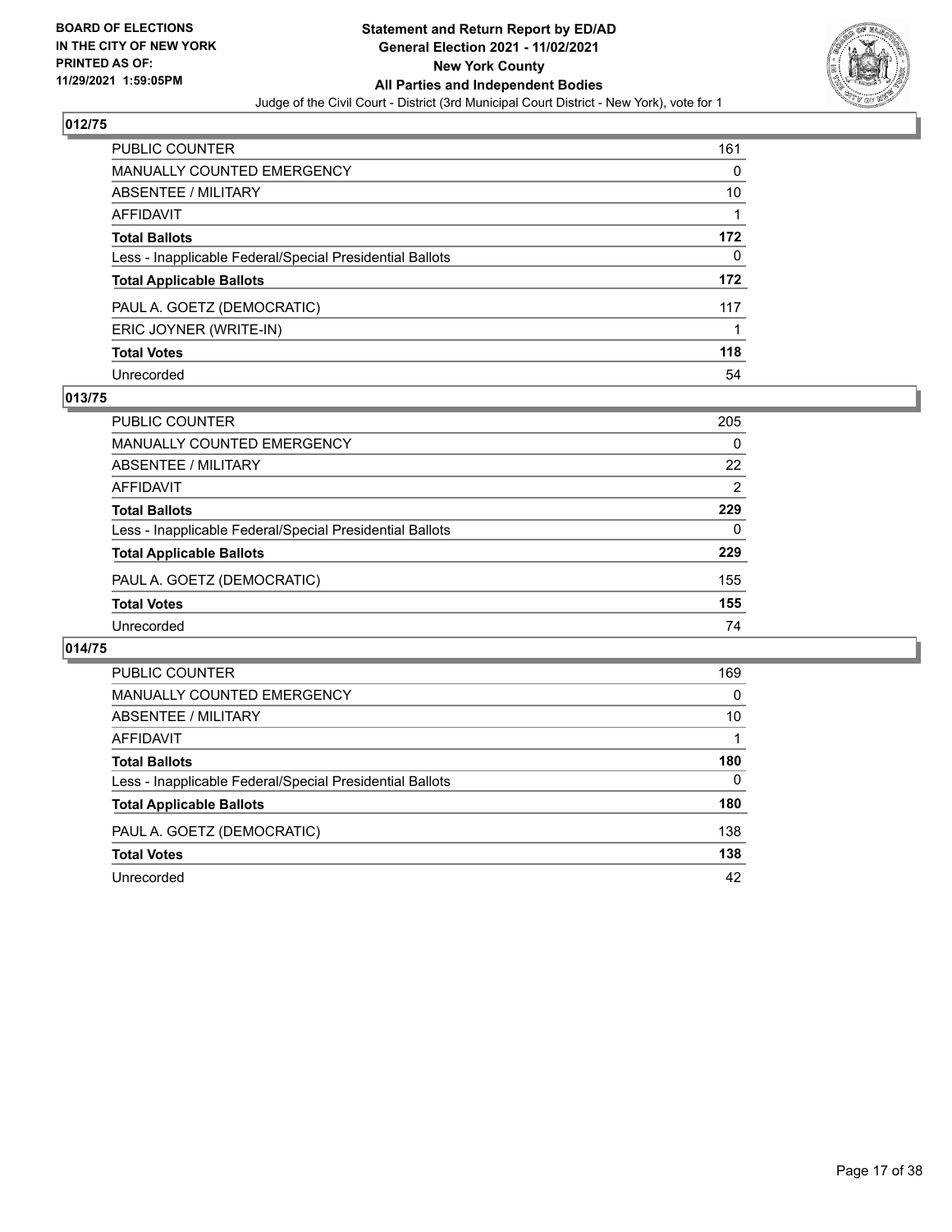**BOARD OF ELECTIONS IN THE CITY OF NEW YORK PRINTED AS OF: 11/29/2021 1:59:05PM**

**Statement and Return Report by ED/AD General Election 2021 - 11/02/2021 New York County All Parties and Independent Bodies**

Judge of the Civil Court - District (3rd Municipal Court District - New York), vote for 1

## 012/75

| | |
|---|---|
| PUBLIC COUNTER | 161 |
| MANUALLY COUNTED EMERGENCY | 0 |
| ABSENTEE / MILITARY | 10 |
| AFFIDAVIT | 1 |
| **Total Ballots** | **172** |
| Less - Inapplicable Federal/Special Presidential Ballots | 0 |
| **Total Applicable Ballots** | **172** |
| PAUL A. GOETZ (DEMOCRATIC) | 117 |
| ERIC JOYNER (WRITE-IN) | 1 |
| **Total Votes** | **118** |
| Unrecorded | 54 |

## 013/75

| | |
|---|---|
| PUBLIC COUNTER | 205 |
| MANUALLY COUNTED EMERGENCY | 0 |
| ABSENTEE / MILITARY | 22 |
| AFFIDAVIT | 2 |
| **Total Ballots** | **229** |
| Less - Inapplicable Federal/Special Presidential Ballots | 0 |
| **Total Applicable Ballots** | **229** |
| PAUL A. GOETZ (DEMOCRATIC) | 155 |
| **Total Votes** | **155** |
| Unrecorded | 74 |

## 014/75

| | |
|---|---|
| PUBLIC COUNTER | 169 |
| MANUALLY COUNTED EMERGENCY | 0 |
| ABSENTEE / MILITARY | 10 |
| AFFIDAVIT | 1 |
| **Total Ballots** | **180** |
| Less - Inapplicable Federal/Special Presidential Ballots | 0 |
| **Total Applicable Ballots** | **180** |
| PAUL A. GOETZ (DEMOCRATIC) | 138 |
| **Total Votes** | **138** |
| Unrecorded | 42 |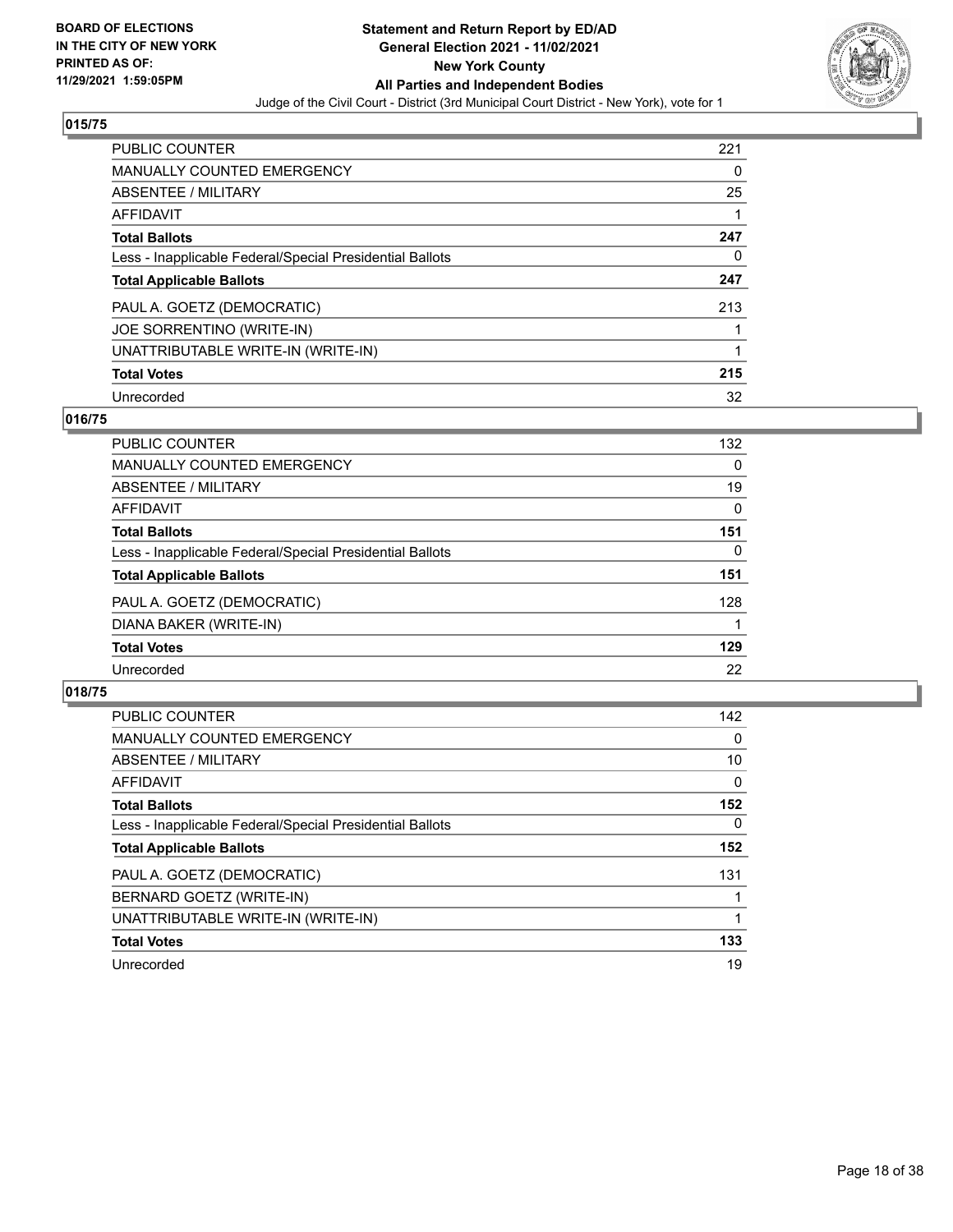**BOARD OF ELECTIONS IN THE CITY OF NEW YORK PRINTED AS OF: 11/29/2021 1:59:05PM**

**Statement and Return Report by ED/AD General Election 2021 - 11/02/2021 New York County All Parties and Independent Bodies**

Judge of the Civil Court - District (3rd Municipal Court District - New York), vote for 1

## 015/75

| | |
|---|---|
| PUBLIC COUNTER | 221 |
| MANUALLY COUNTED EMERGENCY | 0 |
| ABSENTEE / MILITARY | 25 |
| AFFIDAVIT | 1 |
| **Total Ballots** | **247** |
| Less - Inapplicable Federal/Special Presidential Ballots | 0 |
| **Total Applicable Ballots** | **247** |
| PAUL A. GOETZ (DEMOCRATIC) | 213 |
| JOE SORRENTINO (WRITE-IN) | 1 |
| UNATTRIBUTABLE WRITE-IN (WRITE-IN) | 1 |
| **Total Votes** | **215** |
| Unrecorded | 32 |

## 016/75

| | |
|---|---|
| PUBLIC COUNTER | 132 |
| MANUALLY COUNTED EMERGENCY | 0 |
| ABSENTEE / MILITARY | 19 |
| AFFIDAVIT | 0 |
| **Total Ballots** | **151** |
| Less - Inapplicable Federal/Special Presidential Ballots | 0 |
| **Total Applicable Ballots** | **151** |
| PAUL A. GOETZ (DEMOCRATIC) | 128 |
| DIANA BAKER (WRITE-IN) | 1 |
| **Total Votes** | **129** |
| Unrecorded | 22 |

## 018/75

| | |
|---|---|
| PUBLIC COUNTER | 142 |
| MANUALLY COUNTED EMERGENCY | 0 |
| ABSENTEE / MILITARY | 10 |
| AFFIDAVIT | 0 |
| **Total Ballots** | **152** |
| Less - Inapplicable Federal/Special Presidential Ballots | 0 |
| **Total Applicable Ballots** | **152** |
| PAUL A. GOETZ (DEMOCRATIC) | 131 |
| BERNARD GOETZ (WRITE-IN) | 1 |
| UNATTRIBUTABLE WRITE-IN (WRITE-IN) | 1 |
| **Total Votes** | **133** |
| Unrecorded | 19 |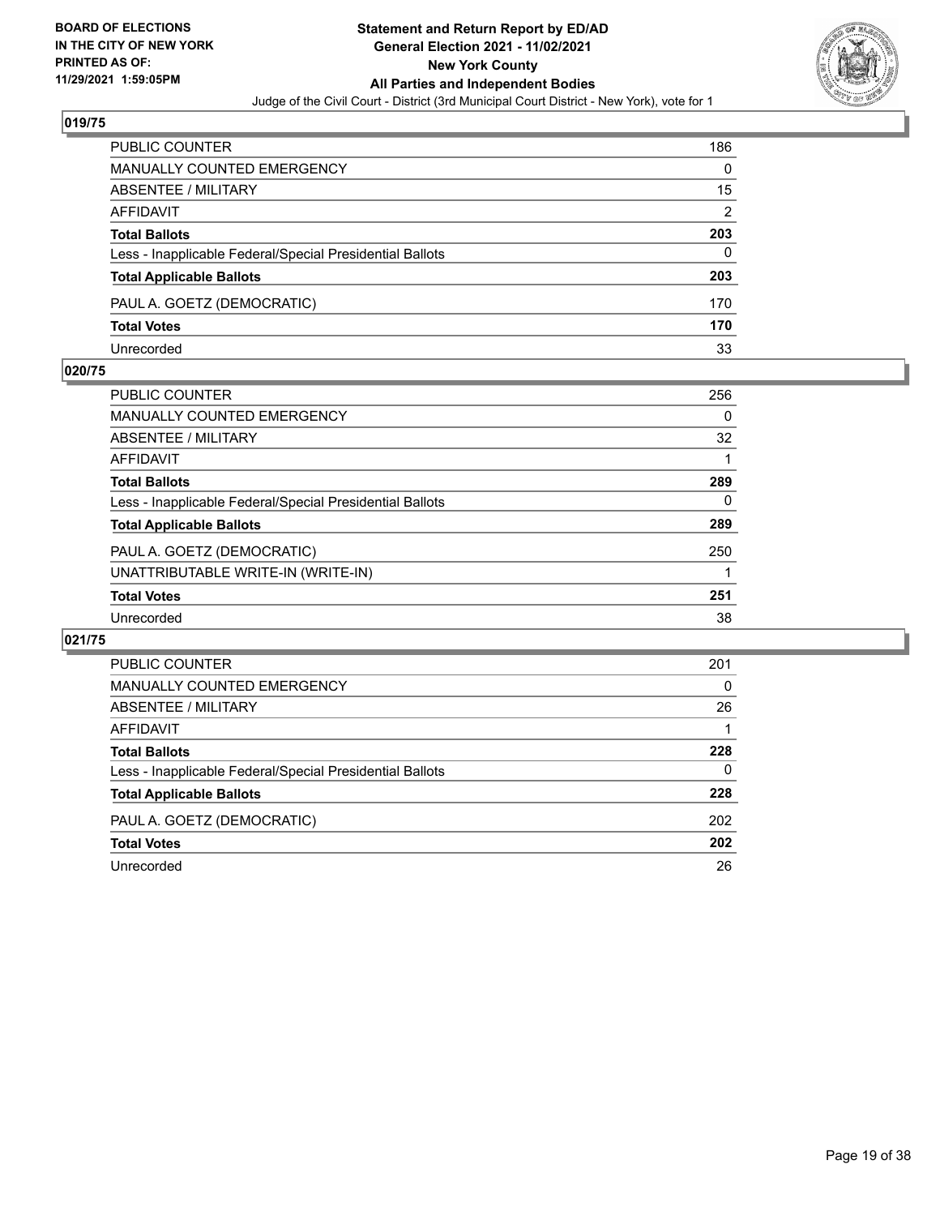## 019/75

| | |
|---|---|
| PUBLIC COUNTER | 186 |
| MANUALLY COUNTED EMERGENCY | 0 |
| ABSENTEE / MILITARY | 15 |
| AFFIDAVIT | 2 |
| **Total Ballots** | **203** |
| Less - Inapplicable Federal/Special Presidential Ballots | 0 |
| **Total Applicable Ballots** | **203** |
| PAUL A. GOETZ (DEMOCRATIC) | 170 |
| **Total Votes** | **170** |
| Unrecorded | 33 |

## 020/75

| | |
|---|---|
| PUBLIC COUNTER | 256 |
| MANUALLY COUNTED EMERGENCY | 0 |
| ABSENTEE / MILITARY | 32 |
| AFFIDAVIT | 1 |
| **Total Ballots** | **289** |
| Less - Inapplicable Federal/Special Presidential Ballots | 0 |
| **Total Applicable Ballots** | **289** |
| PAUL A. GOETZ (DEMOCRATIC) | 250 |
| UNATTRIBUTABLE WRITE-IN (WRITE-IN) | 1 |
| **Total Votes** | **251** |
| Unrecorded | 38 |

## 021/75

| | |
|---|---|
| PUBLIC COUNTER | 201 |
| MANUALLY COUNTED EMERGENCY | 0 |
| ABSENTEE / MILITARY | 26 |
| AFFIDAVIT | 1 |
| **Total Ballots** | **228** |
| Less - Inapplicable Federal/Special Presidential Ballots | 0 |
| **Total Applicable Ballots** | **228** |
| PAUL A. GOETZ (DEMOCRATIC) | 202 |
| **Total Votes** | **202** |
| Unrecorded | 26 |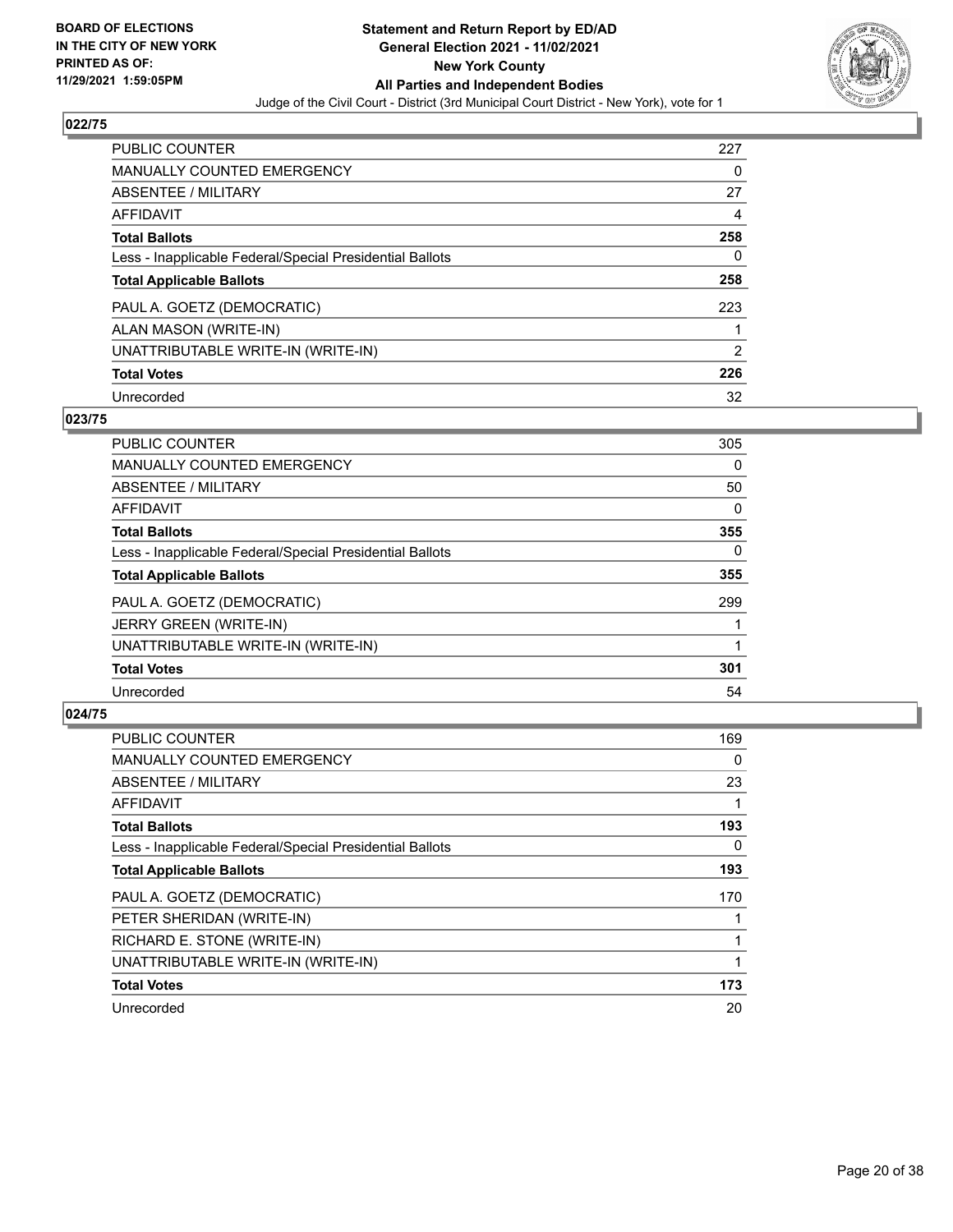BOARD OF ELECTIONS
IN THE CITY OF NEW YORK
PRINTED AS OF:
11/29/2021 1:59:05PM

**Statement and Return Report by ED/AD**
**General Election 2021 - 11/02/2021**
**New York County**
**All Parties and Independent Bodies**
Judge of the Civil Court - District (3rd Municipal Court District - New York), vote for 1

### 022/75

| | |
|---|---|
| PUBLIC COUNTER | 227 |
| MANUALLY COUNTED EMERGENCY | 0 |
| ABSENTEE / MILITARY | 27 |
| AFFIDAVIT | 4 |
| **Total Ballots** | **258** |
| Less - Inapplicable Federal/Special Presidential Ballots | 0 |
| **Total Applicable Ballots** | **258** |
| PAUL A. GOETZ (DEMOCRATIC) | 223 |
| ALAN MASON (WRITE-IN) | 1 |
| UNATTRIBUTABLE WRITE-IN (WRITE-IN) | 2 |
| **Total Votes** | **226** |
| Unrecorded | 32 |

### 023/75

| | |
|---|---|
| PUBLIC COUNTER | 305 |
| MANUALLY COUNTED EMERGENCY | 0 |
| ABSENTEE / MILITARY | 50 |
| AFFIDAVIT | 0 |
| **Total Ballots** | **355** |
| Less - Inapplicable Federal/Special Presidential Ballots | 0 |
| **Total Applicable Ballots** | **355** |
| PAUL A. GOETZ (DEMOCRATIC) | 299 |
| JERRY GREEN (WRITE-IN) | 1 |
| UNATTRIBUTABLE WRITE-IN (WRITE-IN) | 1 |
| **Total Votes** | **301** |
| Unrecorded | 54 |

### 024/75

| | |
|---|---|
| PUBLIC COUNTER | 169 |
| MANUALLY COUNTED EMERGENCY | 0 |
| ABSENTEE / MILITARY | 23 |
| AFFIDAVIT | 1 |
| **Total Ballots** | **193** |
| Less - Inapplicable Federal/Special Presidential Ballots | 0 |
| **Total Applicable Ballots** | **193** |
| PAUL A. GOETZ (DEMOCRATIC) | 170 |
| PETER SHERIDAN (WRITE-IN) | 1 |
| RICHARD E. STONE (WRITE-IN) | 1 |
| UNATTRIBUTABLE WRITE-IN (WRITE-IN) | 1 |
| **Total Votes** | **173** |
| Unrecorded | 20 |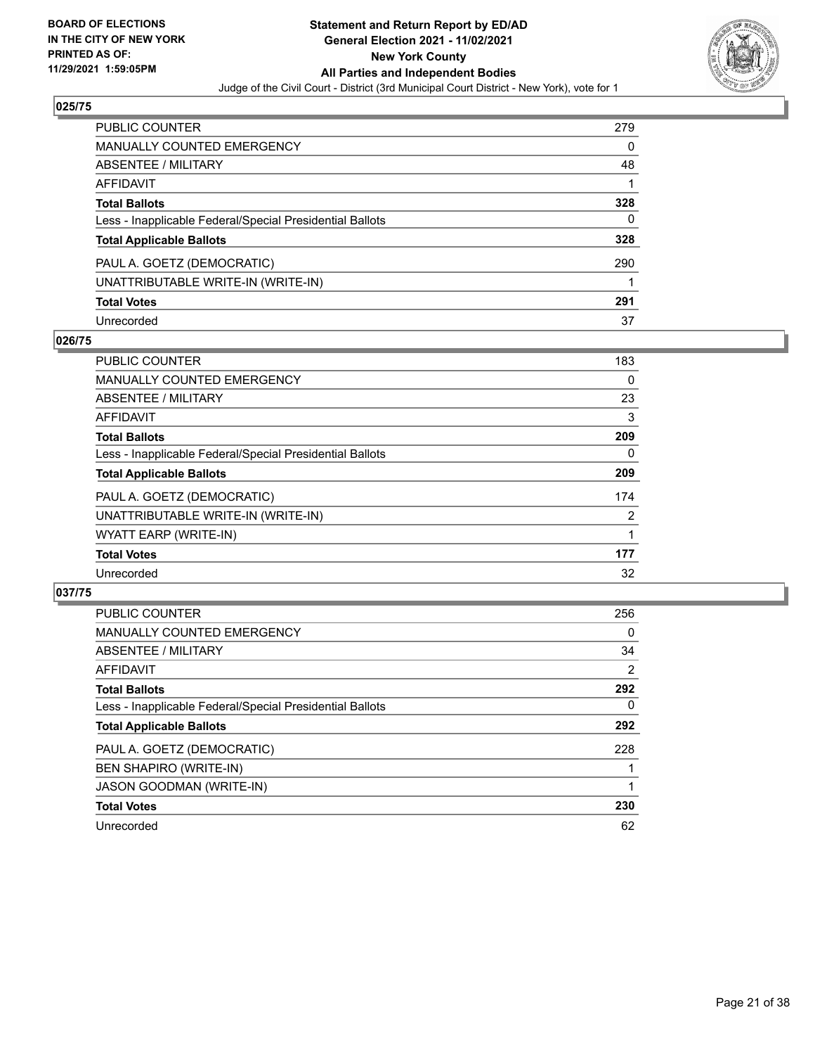**BOARD OF ELECTIONS IN THE CITY OF NEW YORK PRINTED AS OF: 11/29/2021 1:59:05PM**

**Statement and Return Report by ED/AD General Election 2021 - 11/02/2021 New York County All Parties and Independent Bodies**

Judge of the Civil Court - District (3rd Municipal Court District - New York), vote for 1

### 025/75

| | |
|---|---|
| PUBLIC COUNTER | 279 |
| MANUALLY COUNTED EMERGENCY | 0 |
| ABSENTEE / MILITARY | 48 |
| AFFIDAVIT | 1 |
| **Total Ballots** | **328** |
| Less - Inapplicable Federal/Special Presidential Ballots | 0 |
| **Total Applicable Ballots** | **328** |
| PAUL A. GOETZ (DEMOCRATIC) | 290 |
| UNATTRIBUTABLE WRITE-IN (WRITE-IN) | 1 |
| **Total Votes** | **291** |
| Unrecorded | 37 |

### 026/75

| | |
|---|---|
| PUBLIC COUNTER | 183 |
| MANUALLY COUNTED EMERGENCY | 0 |
| ABSENTEE / MILITARY | 23 |
| AFFIDAVIT | 3 |
| **Total Ballots** | **209** |
| Less - Inapplicable Federal/Special Presidential Ballots | 0 |
| **Total Applicable Ballots** | **209** |
| PAUL A. GOETZ (DEMOCRATIC) | 174 |
| UNATTRIBUTABLE WRITE-IN (WRITE-IN) | 2 |
| WYATT EARP (WRITE-IN) | 1 |
| **Total Votes** | **177** |
| Unrecorded | 32 |

### 037/75

| | |
|---|---|
| PUBLIC COUNTER | 256 |
| MANUALLY COUNTED EMERGENCY | 0 |
| ABSENTEE / MILITARY | 34 |
| AFFIDAVIT | 2 |
| **Total Ballots** | **292** |
| Less - Inapplicable Federal/Special Presidential Ballots | 0 |
| **Total Applicable Ballots** | **292** |
| PAUL A. GOETZ (DEMOCRATIC) | 228 |
| BEN SHAPIRO (WRITE-IN) | 1 |
| JASON GOODMAN (WRITE-IN) | 1 |
| **Total Votes** | **230** |
| Unrecorded | 62 |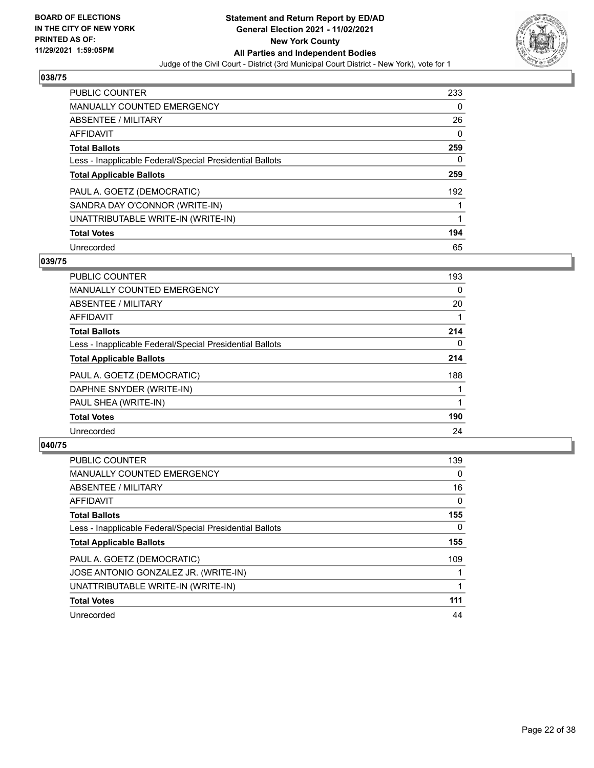**BOARD OF ELECTIONS IN THE CITY OF NEW YORK PRINTED AS OF: 11/29/2021 1:59:05PM**

# Statement and Return Report by ED/AD
## General Election 2021 - 11/02/2021
## New York County
## All Parties and Independent Bodies

Judge of the Civil Court - District (3rd Municipal Court District - New York), vote for 1

### 038/75

| | |
|---|---|
| PUBLIC COUNTER | 233 |
| MANUALLY COUNTED EMERGENCY | 0 |
| ABSENTEE / MILITARY | 26 |
| AFFIDAVIT | 0 |
| **Total Ballots** | **259** |
| Less - Inapplicable Federal/Special Presidential Ballots | 0 |
| **Total Applicable Ballots** | **259** |
| PAUL A. GOETZ (DEMOCRATIC) | 192 |
| SANDRA DAY O'CONNOR (WRITE-IN) | 1 |
| UNATTRIBUTABLE WRITE-IN (WRITE-IN) | 1 |
| **Total Votes** | **194** |
| Unrecorded | 65 |

### 039/75

| | |
|---|---|
| PUBLIC COUNTER | 193 |
| MANUALLY COUNTED EMERGENCY | 0 |
| ABSENTEE / MILITARY | 20 |
| AFFIDAVIT | 1 |
| **Total Ballots** | **214** |
| Less - Inapplicable Federal/Special Presidential Ballots | 0 |
| **Total Applicable Ballots** | **214** |
| PAUL A. GOETZ (DEMOCRATIC) | 188 |
| DAPHNE SNYDER (WRITE-IN) | 1 |
| PAUL SHEA (WRITE-IN) | 1 |
| **Total Votes** | **190** |
| Unrecorded | 24 |

### 040/75

| | |
|---|---|
| PUBLIC COUNTER | 139 |
| MANUALLY COUNTED EMERGENCY | 0 |
| ABSENTEE / MILITARY | 16 |
| AFFIDAVIT | 0 |
| **Total Ballots** | **155** |
| Less - Inapplicable Federal/Special Presidential Ballots | 0 |
| **Total Applicable Ballots** | **155** |
| PAUL A. GOETZ (DEMOCRATIC) | 109 |
| JOSE ANTONIO GONZALEZ JR. (WRITE-IN) | 1 |
| UNATTRIBUTABLE WRITE-IN (WRITE-IN) | 1 |
| **Total Votes** | **111** |
| Unrecorded | 44 |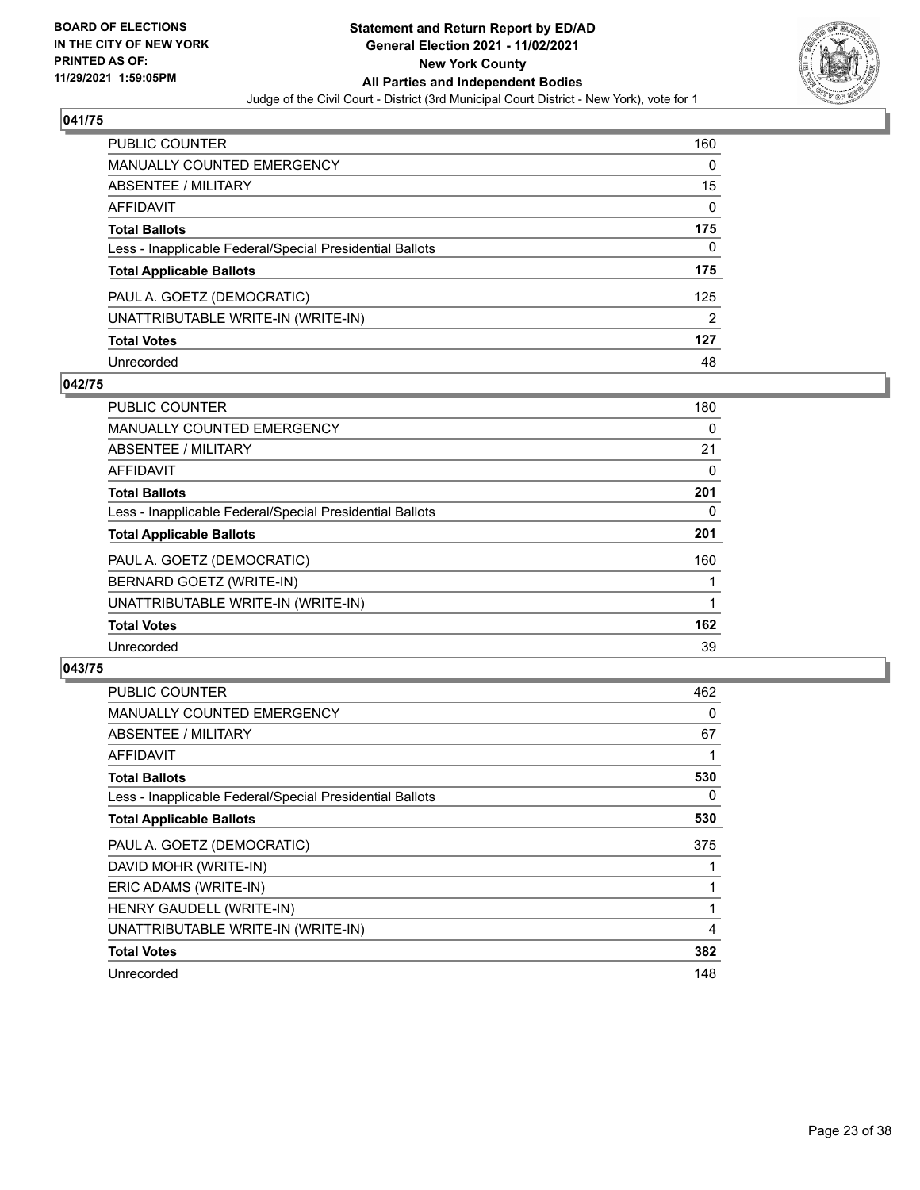## 041/75

| | |
|---|---|
| PUBLIC COUNTER | 160 |
| MANUALLY COUNTED EMERGENCY | 0 |
| ABSENTEE / MILITARY | 15 |
| AFFIDAVIT | 0 |
| **Total Ballots** | **175** |
| Less - Inapplicable Federal/Special Presidential Ballots | 0 |
| **Total Applicable Ballots** | **175** |
| PAUL A. GOETZ (DEMOCRATIC) | 125 |
| UNATTRIBUTABLE WRITE-IN (WRITE-IN) | 2 |
| **Total Votes** | **127** |
| Unrecorded | 48 |

## 042/75

| | |
|---|---|
| PUBLIC COUNTER | 180 |
| MANUALLY COUNTED EMERGENCY | 0 |
| ABSENTEE / MILITARY | 21 |
| AFFIDAVIT | 0 |
| **Total Ballots** | **201** |
| Less - Inapplicable Federal/Special Presidential Ballots | 0 |
| **Total Applicable Ballots** | **201** |
| PAUL A. GOETZ (DEMOCRATIC) | 160 |
| BERNARD GOETZ (WRITE-IN) | 1 |
| UNATTRIBUTABLE WRITE-IN (WRITE-IN) | 1 |
| **Total Votes** | **162** |
| Unrecorded | 39 |

## 043/75

| | |
|---|---|
| PUBLIC COUNTER | 462 |
| MANUALLY COUNTED EMERGENCY | 0 |
| ABSENTEE / MILITARY | 67 |
| AFFIDAVIT | 1 |
| **Total Ballots** | **530** |
| Less - Inapplicable Federal/Special Presidential Ballots | 0 |
| **Total Applicable Ballots** | **530** |
| PAUL A. GOETZ (DEMOCRATIC) | 375 |
| DAVID MOHR (WRITE-IN) | 1 |
| ERIC ADAMS (WRITE-IN) | 1 |
| HENRY GAUDELL (WRITE-IN) | 1 |
| UNATTRIBUTABLE WRITE-IN (WRITE-IN) | 4 |
| **Total Votes** | **382** |
| Unrecorded | 148 |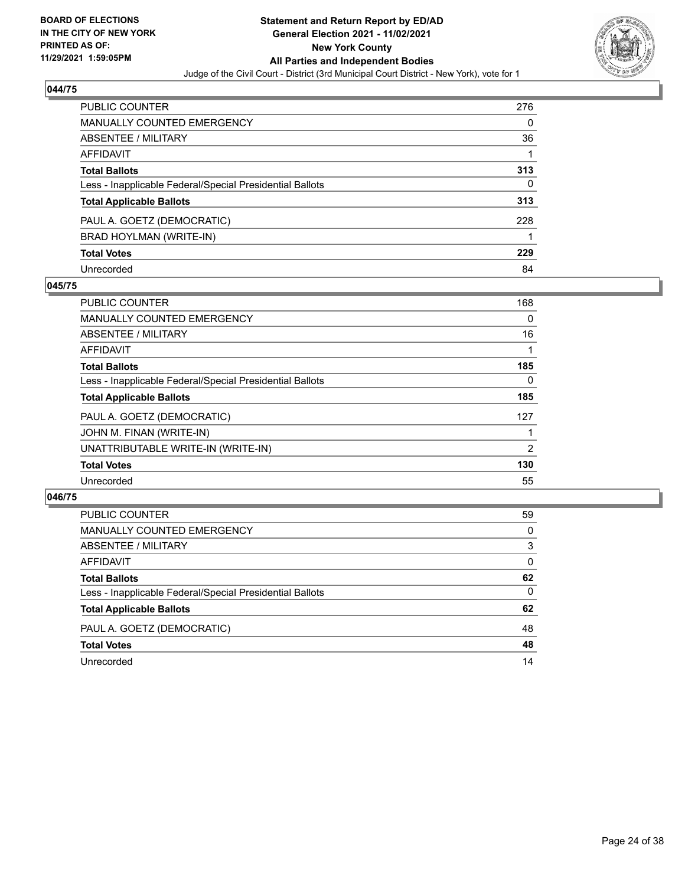**BOARD OF ELECTIONS IN THE CITY OF NEW YORK PRINTED AS OF: 11/29/2021 1:59:05PM**

# Statement and Return Report by ED/AD
## General Election 2021 - 11/02/2021
## New York County
## All Parties and Independent Bodies
Judge of the Civil Court - District (3rd Municipal Court District - New York), vote for 1

### 044/75

| | |
|---|---|
| PUBLIC COUNTER | 276 |
| MANUALLY COUNTED EMERGENCY | 0 |
| ABSENTEE / MILITARY | 36 |
| AFFIDAVIT | 1 |
| **Total Ballots** | **313** |
| Less - Inapplicable Federal/Special Presidential Ballots | 0 |
| **Total Applicable Ballots** | **313** |
| PAUL A. GOETZ (DEMOCRATIC) | 228 |
| BRAD HOYLMAN (WRITE-IN) | 1 |
| **Total Votes** | **229** |
| Unrecorded | 84 |

### 045/75

| | |
|---|---|
| PUBLIC COUNTER | 168 |
| MANUALLY COUNTED EMERGENCY | 0 |
| ABSENTEE / MILITARY | 16 |
| AFFIDAVIT | 1 |
| **Total Ballots** | **185** |
| Less - Inapplicable Federal/Special Presidential Ballots | 0 |
| **Total Applicable Ballots** | **185** |
| PAUL A. GOETZ (DEMOCRATIC) | 127 |
| JOHN M. FINAN (WRITE-IN) | 1 |
| UNATTRIBUTABLE WRITE-IN (WRITE-IN) | 2 |
| **Total Votes** | **130** |
| Unrecorded | 55 |

### 046/75

| | |
|---|---|
| PUBLIC COUNTER | 59 |
| MANUALLY COUNTED EMERGENCY | 0 |
| ABSENTEE / MILITARY | 3 |
| AFFIDAVIT | 0 |
| **Total Ballots** | **62** |
| Less - Inapplicable Federal/Special Presidential Ballots | 0 |
| **Total Applicable Ballots** | **62** |
| PAUL A. GOETZ (DEMOCRATIC) | 48 |
| **Total Votes** | **48** |
| Unrecorded | 14 |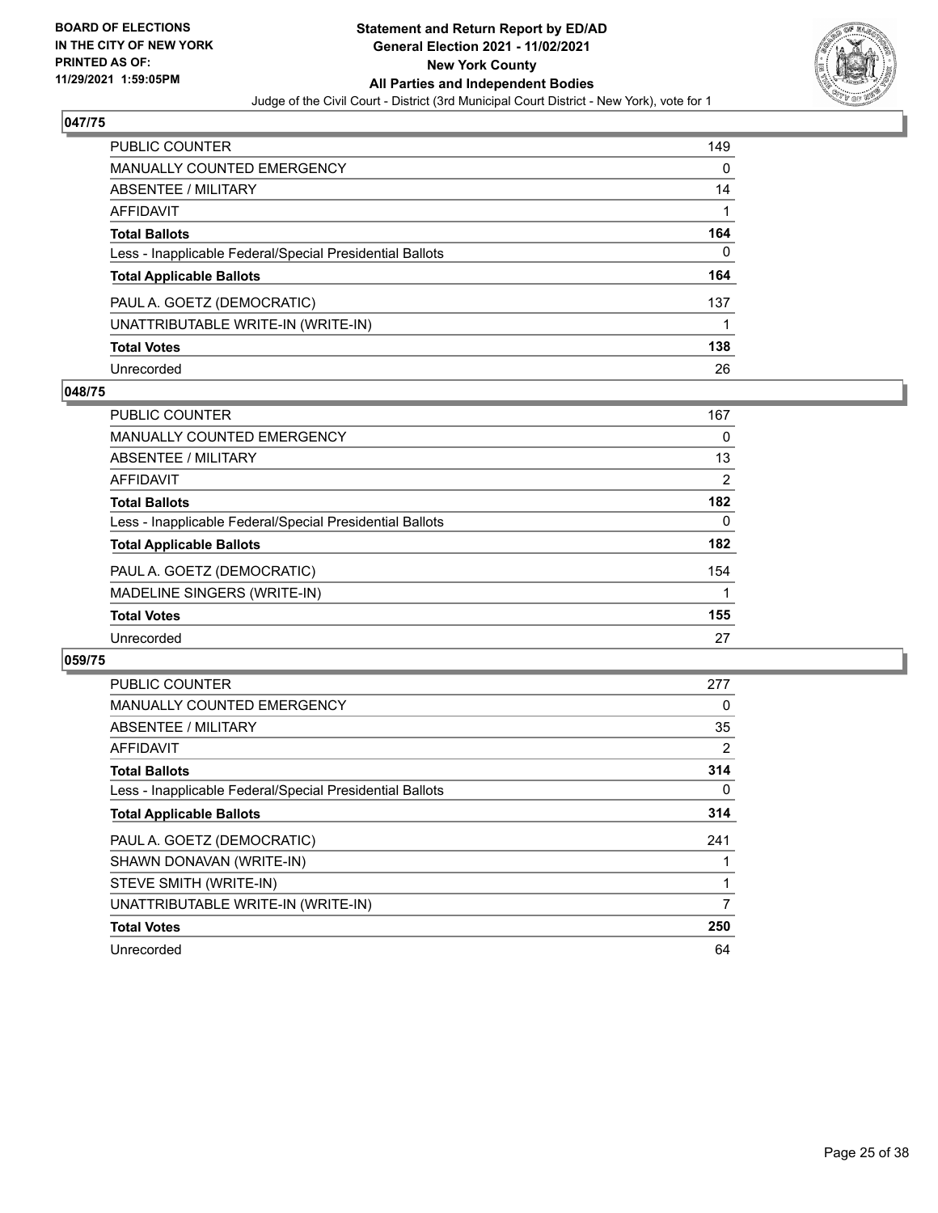**BOARD OF ELECTIONS IN THE CITY OF NEW YORK PRINTED AS OF: 11/29/2021 1:59:05PM**

# Statement and Return Report by ED/AD
## General Election 2021 - 11/02/2021
## New York County
## All Parties and Independent Bodies

Judge of the Civil Court - District (3rd Municipal Court District - New York), vote for 1

### 047/75

| | |
|---|---|
| PUBLIC COUNTER | 149 |
| MANUALLY COUNTED EMERGENCY | 0 |
| ABSENTEE / MILITARY | 14 |
| AFFIDAVIT | 1 |
| **Total Ballots** | **164** |
| Less - Inapplicable Federal/Special Presidential Ballots | 0 |
| **Total Applicable Ballots** | **164** |
| PAUL A. GOETZ (DEMOCRATIC) | 137 |
| UNATTRIBUTABLE WRITE-IN (WRITE-IN) | 1 |
| **Total Votes** | **138** |
| Unrecorded | 26 |

### 048/75

| | |
|---|---|
| PUBLIC COUNTER | 167 |
| MANUALLY COUNTED EMERGENCY | 0 |
| ABSENTEE / MILITARY | 13 |
| AFFIDAVIT | 2 |
| **Total Ballots** | **182** |
| Less - Inapplicable Federal/Special Presidential Ballots | 0 |
| **Total Applicable Ballots** | **182** |
| PAUL A. GOETZ (DEMOCRATIC) | 154 |
| MADELINE SINGERS (WRITE-IN) | 1 |
| **Total Votes** | **155** |
| Unrecorded | 27 |

### 059/75

| | |
|---|---|
| PUBLIC COUNTER | 277 |
| MANUALLY COUNTED EMERGENCY | 0 |
| ABSENTEE / MILITARY | 35 |
| AFFIDAVIT | 2 |
| **Total Ballots** | **314** |
| Less - Inapplicable Federal/Special Presidential Ballots | 0 |
| **Total Applicable Ballots** | **314** |
| PAUL A. GOETZ (DEMOCRATIC) | 241 |
| SHAWN DONAVAN (WRITE-IN) | 1 |
| STEVE SMITH (WRITE-IN) | 1 |
| UNATTRIBUTABLE WRITE-IN (WRITE-IN) | 7 |
| **Total Votes** | **250** |
| Unrecorded | 64 |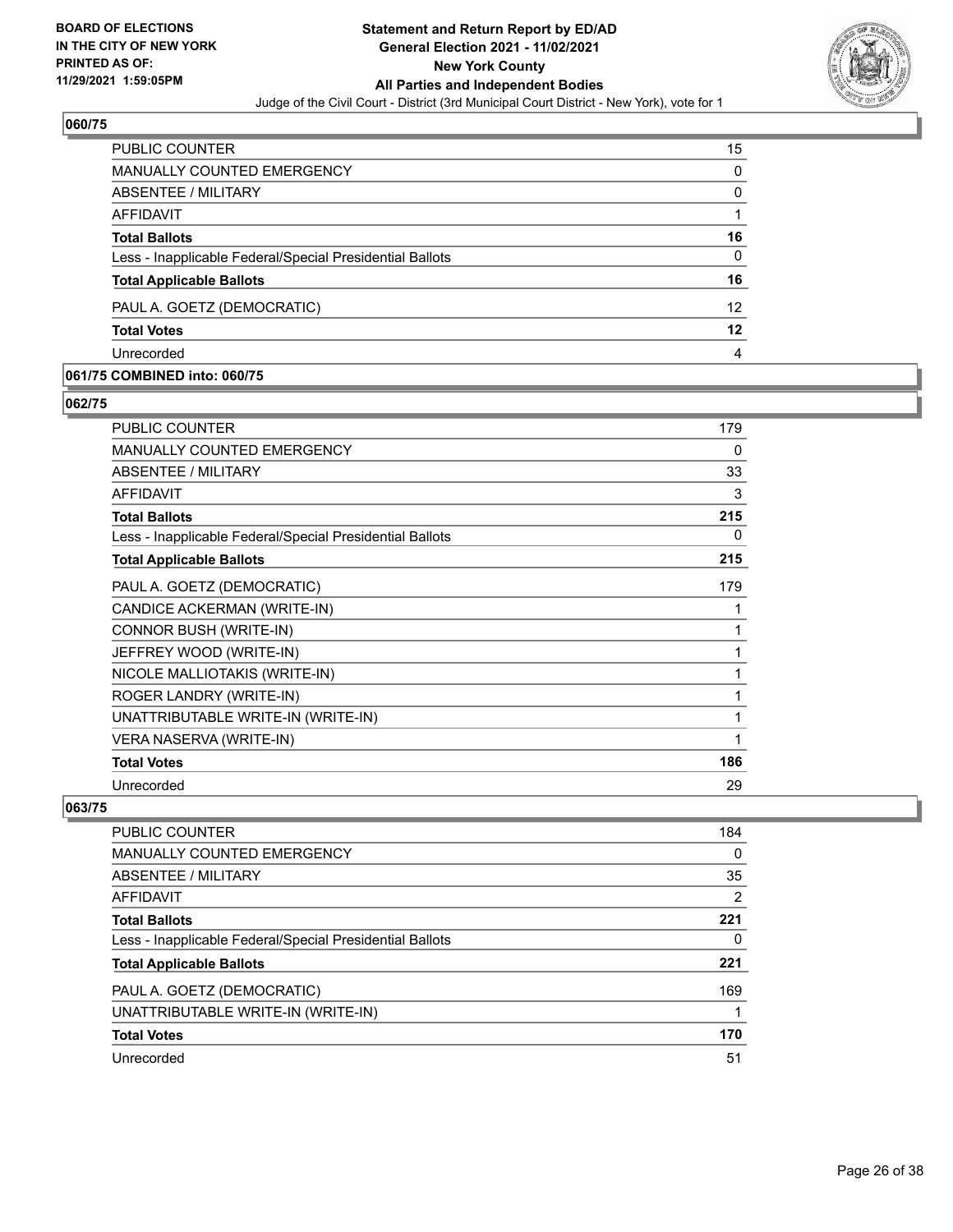## 060/75

| | |
|---|---|
| PUBLIC COUNTER | 15 |
| MANUALLY COUNTED EMERGENCY | 0 |
| ABSENTEE / MILITARY | 0 |
| AFFIDAVIT | 1 |
| **Total Ballots** | **16** |
| Less - Inapplicable Federal/Special Presidential Ballots | 0 |
| **Total Applicable Ballots** | **16** |
| PAUL A. GOETZ (DEMOCRATIC) | 12 |
| **Total Votes** | **12** |
| Unrecorded | 4 |

## 061/75 COMBINED into: 060/75

## 062/75

| | |
|---|---|
| PUBLIC COUNTER | 179 |
| MANUALLY COUNTED EMERGENCY | 0 |
| ABSENTEE / MILITARY | 33 |
| AFFIDAVIT | 3 |
| **Total Ballots** | **215** |
| Less - Inapplicable Federal/Special Presidential Ballots | 0 |
| **Total Applicable Ballots** | **215** |
| PAUL A. GOETZ (DEMOCRATIC) | 179 |
| CANDICE ACKERMAN (WRITE-IN) | 1 |
| CONNOR BUSH (WRITE-IN) | 1 |
| JEFFREY WOOD (WRITE-IN) | 1 |
| NICOLE MALLIOTAKIS (WRITE-IN) | 1 |
| ROGER LANDRY (WRITE-IN) | 1 |
| UNATTRIBUTABLE WRITE-IN (WRITE-IN) | 1 |
| VERA NASERVA (WRITE-IN) | 1 |
| **Total Votes** | **186** |
| Unrecorded | 29 |

## 063/75

| | |
|---|---|
| PUBLIC COUNTER | 184 |
| MANUALLY COUNTED EMERGENCY | 0 |
| ABSENTEE / MILITARY | 35 |
| AFFIDAVIT | 2 |
| **Total Ballots** | **221** |
| Less - Inapplicable Federal/Special Presidential Ballots | 0 |
| **Total Applicable Ballots** | **221** |
| PAUL A. GOETZ (DEMOCRATIC) | 169 |
| UNATTRIBUTABLE WRITE-IN (WRITE-IN) | 1 |
| **Total Votes** | **170** |
| Unrecorded | 51 |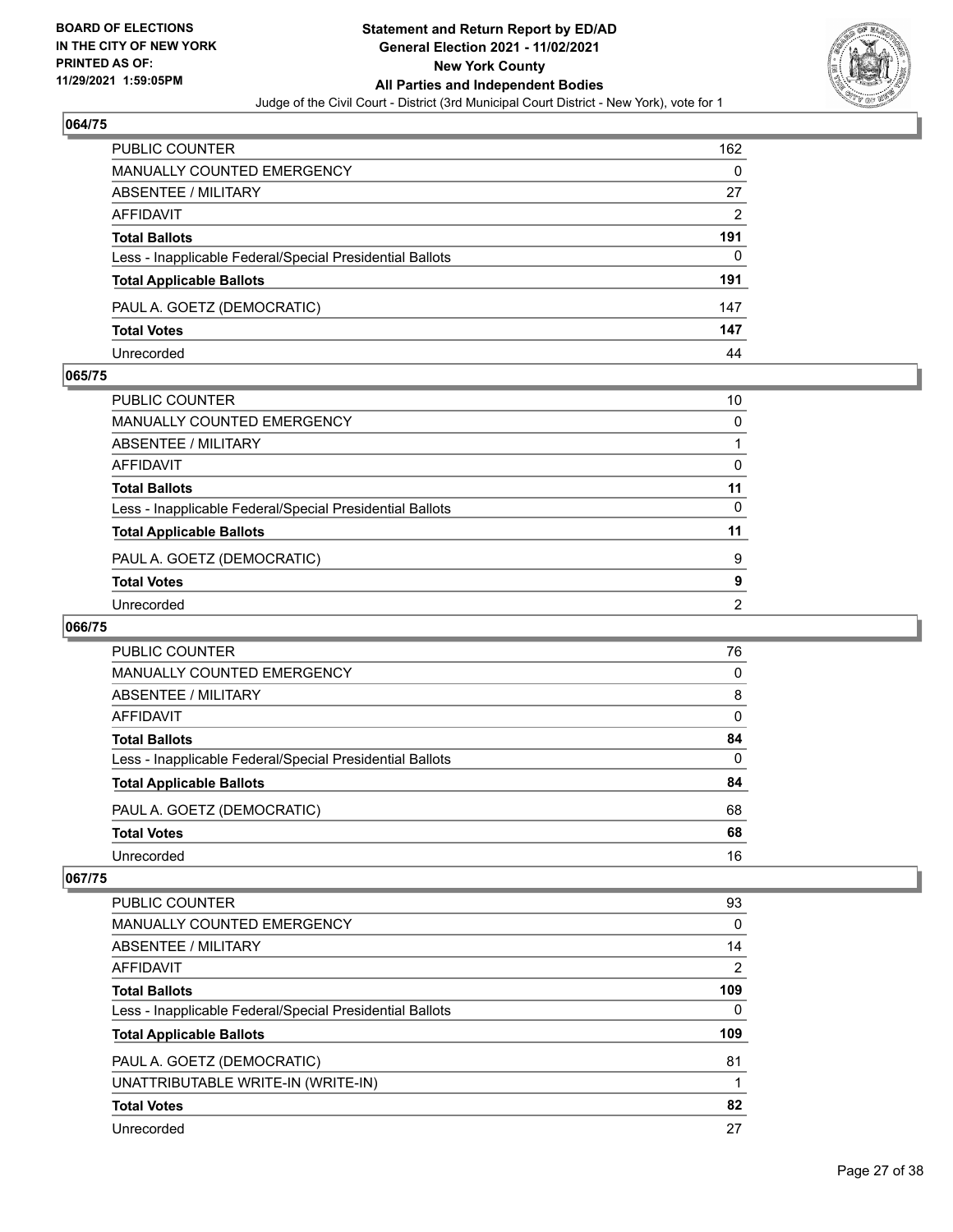## 064/75

| | |
|---|---|
| PUBLIC COUNTER | 162 |
| MANUALLY COUNTED EMERGENCY | 0 |
| ABSENTEE / MILITARY | 27 |
| AFFIDAVIT | 2 |
| **Total Ballots** | **191** |
| Less - Inapplicable Federal/Special Presidential Ballots | 0 |
| **Total Applicable Ballots** | **191** |
| PAUL A. GOETZ (DEMOCRATIC) | 147 |
| **Total Votes** | **147** |
| Unrecorded | 44 |

## 065/75

| | |
|---|---|
| PUBLIC COUNTER | 10 |
| MANUALLY COUNTED EMERGENCY | 0 |
| ABSENTEE / MILITARY | 1 |
| AFFIDAVIT | 0 |
| **Total Ballots** | **11** |
| Less - Inapplicable Federal/Special Presidential Ballots | 0 |
| **Total Applicable Ballots** | **11** |
| PAUL A. GOETZ (DEMOCRATIC) | 9 |
| **Total Votes** | **9** |
| Unrecorded | 2 |

## 066/75

| | |
|---|---|
| PUBLIC COUNTER | 76 |
| MANUALLY COUNTED EMERGENCY | 0 |
| ABSENTEE / MILITARY | 8 |
| AFFIDAVIT | 0 |
| **Total Ballots** | **84** |
| Less - Inapplicable Federal/Special Presidential Ballots | 0 |
| **Total Applicable Ballots** | **84** |
| PAUL A. GOETZ (DEMOCRATIC) | 68 |
| **Total Votes** | **68** |
| Unrecorded | 16 |

## 067/75

| | |
|---|---|
| PUBLIC COUNTER | 93 |
| MANUALLY COUNTED EMERGENCY | 0 |
| ABSENTEE / MILITARY | 14 |
| AFFIDAVIT | 2 |
| **Total Ballots** | **109** |
| Less - Inapplicable Federal/Special Presidential Ballots | 0 |
| **Total Applicable Ballots** | **109** |
| PAUL A. GOETZ (DEMOCRATIC) | 81 |
| UNATTRIBUTABLE WRITE-IN (WRITE-IN) | 1 |
| **Total Votes** | **82** |
| Unrecorded | 27 |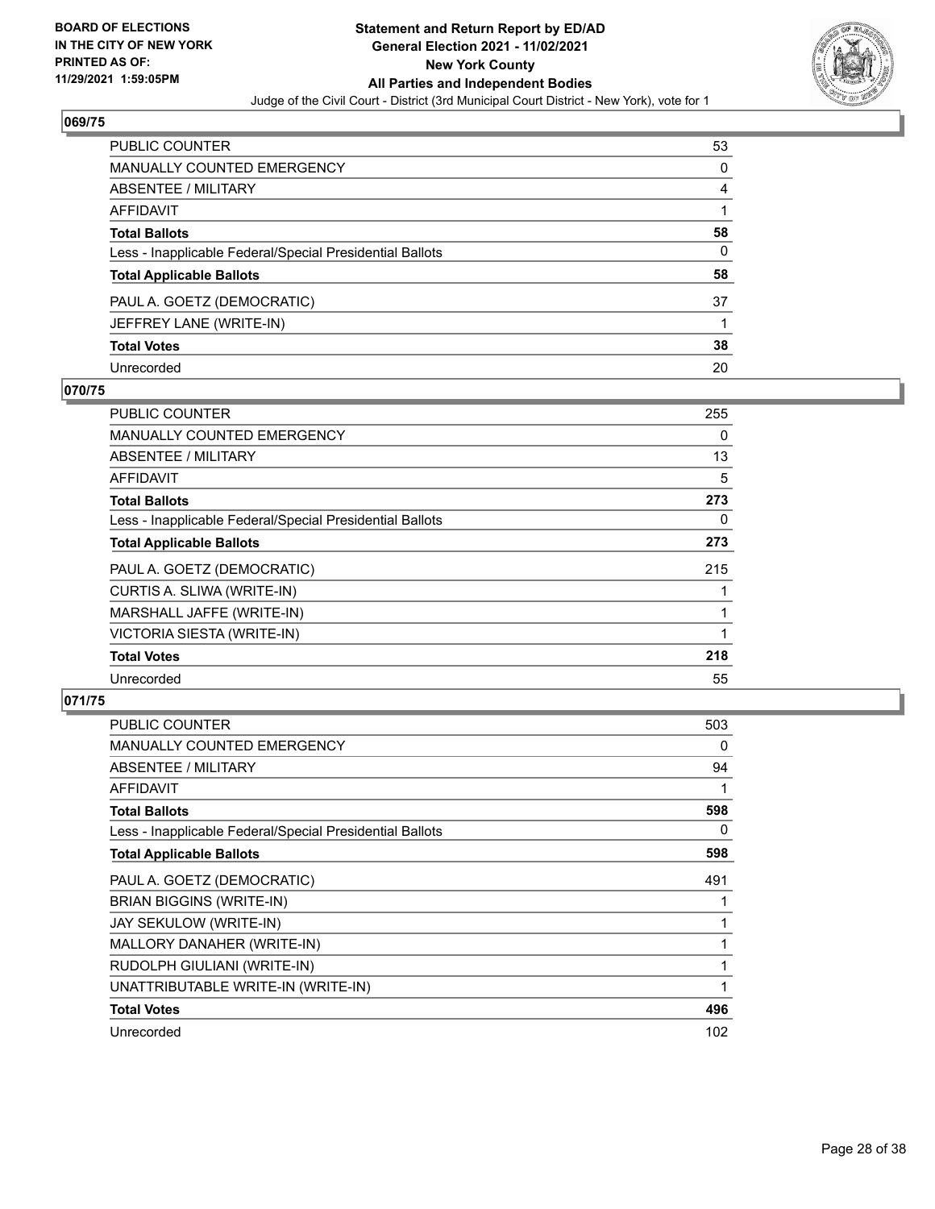## 069/75

| | |
|---|---|
| PUBLIC COUNTER | 53 |
| MANUALLY COUNTED EMERGENCY | 0 |
| ABSENTEE / MILITARY | 4 |
| AFFIDAVIT | 1 |
| **Total Ballots** | **58** |
| Less - Inapplicable Federal/Special Presidential Ballots | 0 |
| **Total Applicable Ballots** | **58** |
| PAUL A. GOETZ (DEMOCRATIC) | 37 |
| JEFFREY LANE (WRITE-IN) | 1 |
| **Total Votes** | **38** |
| Unrecorded | 20 |

## 070/75

| | |
|---|---|
| PUBLIC COUNTER | 255 |
| MANUALLY COUNTED EMERGENCY | 0 |
| ABSENTEE / MILITARY | 13 |
| AFFIDAVIT | 5 |
| **Total Ballots** | **273** |
| Less - Inapplicable Federal/Special Presidential Ballots | 0 |
| **Total Applicable Ballots** | **273** |
| PAUL A. GOETZ (DEMOCRATIC) | 215 |
| CURTIS A. SLIWA (WRITE-IN) | 1 |
| MARSHALL JAFFE (WRITE-IN) | 1 |
| VICTORIA SIESTA (WRITE-IN) | 1 |
| **Total Votes** | **218** |
| Unrecorded | 55 |

## 071/75

| | |
|---|---|
| PUBLIC COUNTER | 503 |
| MANUALLY COUNTED EMERGENCY | 0 |
| ABSENTEE / MILITARY | 94 |
| AFFIDAVIT | 1 |
| **Total Ballots** | **598** |
| Less - Inapplicable Federal/Special Presidential Ballots | 0 |
| **Total Applicable Ballots** | **598** |
| PAUL A. GOETZ (DEMOCRATIC) | 491 |
| BRIAN BIGGINS (WRITE-IN) | 1 |
| JAY SEKULOW (WRITE-IN) | 1 |
| MALLORY DANAHER (WRITE-IN) | 1 |
| RUDOLPH GIULIANI (WRITE-IN) | 1 |
| UNATTRIBUTABLE WRITE-IN (WRITE-IN) | 1 |
| **Total Votes** | **496** |
| Unrecorded | 102 |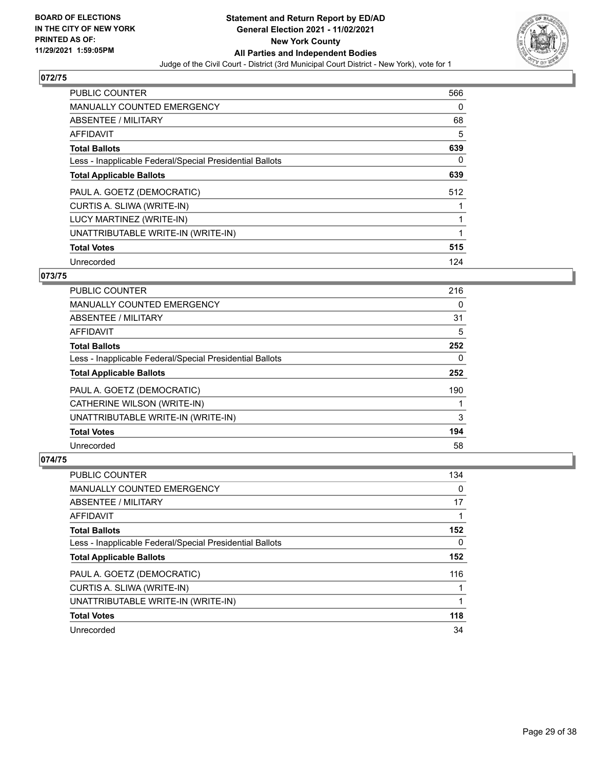## 072/75

| | |
|---|---|
| PUBLIC COUNTER | 566 |
| MANUALLY COUNTED EMERGENCY | 0 |
| ABSENTEE / MILITARY | 68 |
| AFFIDAVIT | 5 |
| **Total Ballots** | **639** |
| Less - Inapplicable Federal/Special Presidential Ballots | 0 |
| **Total Applicable Ballots** | **639** |
| PAUL A. GOETZ (DEMOCRATIC) | 512 |
| CURTIS A. SLIWA (WRITE-IN) | 1 |
| LUCY MARTINEZ (WRITE-IN) | 1 |
| UNATTRIBUTABLE WRITE-IN (WRITE-IN) | 1 |
| **Total Votes** | **515** |
| Unrecorded | 124 |

## 073/75

| | |
|---|---|
| PUBLIC COUNTER | 216 |
| MANUALLY COUNTED EMERGENCY | 0 |
| ABSENTEE / MILITARY | 31 |
| AFFIDAVIT | 5 |
| **Total Ballots** | **252** |
| Less - Inapplicable Federal/Special Presidential Ballots | 0 |
| **Total Applicable Ballots** | **252** |
| PAUL A. GOETZ (DEMOCRATIC) | 190 |
| CATHERINE WILSON (WRITE-IN) | 1 |
| UNATTRIBUTABLE WRITE-IN (WRITE-IN) | 3 |
| **Total Votes** | **194** |
| Unrecorded | 58 |

## 074/75

| | |
|---|---|
| PUBLIC COUNTER | 134 |
| MANUALLY COUNTED EMERGENCY | 0 |
| ABSENTEE / MILITARY | 17 |
| AFFIDAVIT | 1 |
| **Total Ballots** | **152** |
| Less - Inapplicable Federal/Special Presidential Ballots | 0 |
| **Total Applicable Ballots** | **152** |
| PAUL A. GOETZ (DEMOCRATIC) | 116 |
| CURTIS A. SLIWA (WRITE-IN) | 1 |
| UNATTRIBUTABLE WRITE-IN (WRITE-IN) | 1 |
| **Total Votes** | **118** |
| Unrecorded | 34 |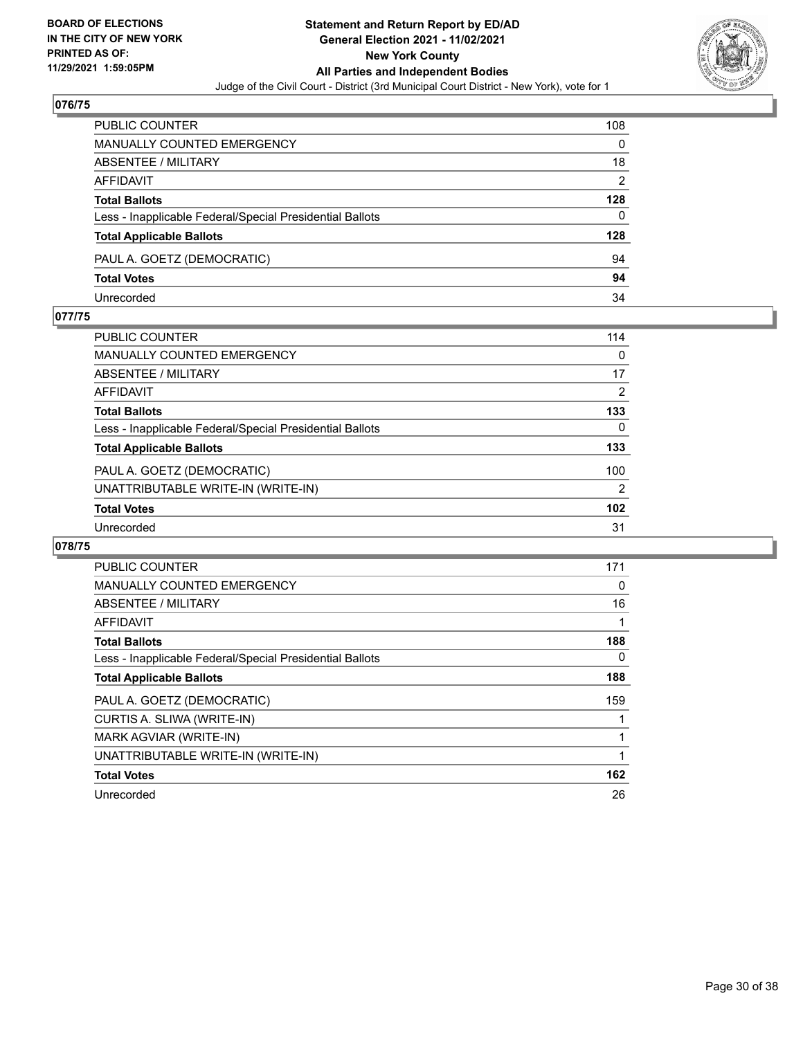## 076/75

| | |
|---|---|
| PUBLIC COUNTER | 108 |
| MANUALLY COUNTED EMERGENCY | 0 |
| ABSENTEE / MILITARY | 18 |
| AFFIDAVIT | 2 |
| **Total Ballots** | **128** |
| Less - Inapplicable Federal/Special Presidential Ballots | 0 |
| **Total Applicable Ballots** | **128** |
| PAUL A. GOETZ (DEMOCRATIC) | 94 |
| **Total Votes** | **94** |
| Unrecorded | 34 |

## 077/75

| | |
|---|---|
| PUBLIC COUNTER | 114 |
| MANUALLY COUNTED EMERGENCY | 0 |
| ABSENTEE / MILITARY | 17 |
| AFFIDAVIT | 2 |
| **Total Ballots** | **133** |
| Less - Inapplicable Federal/Special Presidential Ballots | 0 |
| **Total Applicable Ballots** | **133** |
| PAUL A. GOETZ (DEMOCRATIC) | 100 |
| UNATTRIBUTABLE WRITE-IN (WRITE-IN) | 2 |
| **Total Votes** | **102** |
| Unrecorded | 31 |

## 078/75

| | |
|---|---|
| PUBLIC COUNTER | 171 |
| MANUALLY COUNTED EMERGENCY | 0 |
| ABSENTEE / MILITARY | 16 |
| AFFIDAVIT | 1 |
| **Total Ballots** | **188** |
| Less - Inapplicable Federal/Special Presidential Ballots | 0 |
| **Total Applicable Ballots** | **188** |
| PAUL A. GOETZ (DEMOCRATIC) | 159 |
| CURTIS A. SLIWA (WRITE-IN) | 1 |
| MARK AGVIAR (WRITE-IN) | 1 |
| UNATTRIBUTABLE WRITE-IN (WRITE-IN) | 1 |
| **Total Votes** | **162** |
| Unrecorded | 26 |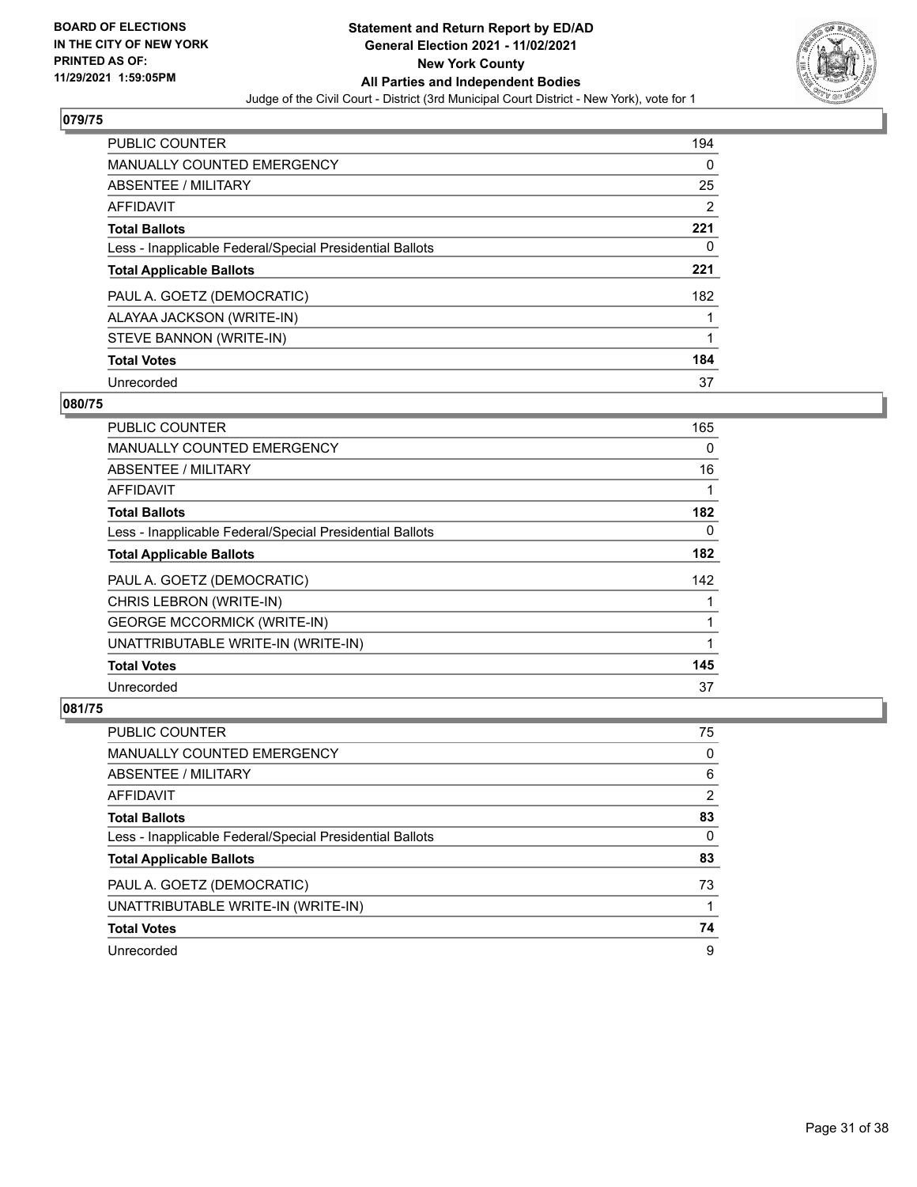**BOARD OF ELECTIONS IN THE CITY OF NEW YORK PRINTED AS OF: 11/29/2021 1:59:05PM**

**Statement and Return Report by ED/AD**
**General Election 2021 - 11/02/2021**
**New York County**
**All Parties and Independent Bodies**
Judge of the Civil Court - District (3rd Municipal Court District - New York), vote for 1

## 079/75

| | |
|---|---|
| PUBLIC COUNTER | 194 |
| MANUALLY COUNTED EMERGENCY | 0 |
| ABSENTEE / MILITARY | 25 |
| AFFIDAVIT | 2 |
| **Total Ballots** | **221** |
| Less - Inapplicable Federal/Special Presidential Ballots | 0 |
| **Total Applicable Ballots** | **221** |
| PAUL A. GOETZ (DEMOCRATIC) | 182 |
| ALAYAA JACKSON (WRITE-IN) | 1 |
| STEVE BANNON (WRITE-IN) | 1 |
| **Total Votes** | **184** |
| Unrecorded | 37 |

## 080/75

| | |
|---|---|
| PUBLIC COUNTER | 165 |
| MANUALLY COUNTED EMERGENCY | 0 |
| ABSENTEE / MILITARY | 16 |
| AFFIDAVIT | 1 |
| **Total Ballots** | **182** |
| Less - Inapplicable Federal/Special Presidential Ballots | 0 |
| **Total Applicable Ballots** | **182** |
| PAUL A. GOETZ (DEMOCRATIC) | 142 |
| CHRIS LEBRON (WRITE-IN) | 1 |
| GEORGE MCCORMICK (WRITE-IN) | 1 |
| UNATTRIBUTABLE WRITE-IN (WRITE-IN) | 1 |
| **Total Votes** | **145** |
| Unrecorded | 37 |

## 081/75

| | |
|---|---|
| PUBLIC COUNTER | 75 |
| MANUALLY COUNTED EMERGENCY | 0 |
| ABSENTEE / MILITARY | 6 |
| AFFIDAVIT | 2 |
| **Total Ballots** | **83** |
| Less - Inapplicable Federal/Special Presidential Ballots | 0 |
| **Total Applicable Ballots** | **83** |
| PAUL A. GOETZ (DEMOCRATIC) | 73 |
| UNATTRIBUTABLE WRITE-IN (WRITE-IN) | 1 |
| **Total Votes** | **74** |
| Unrecorded | 9 |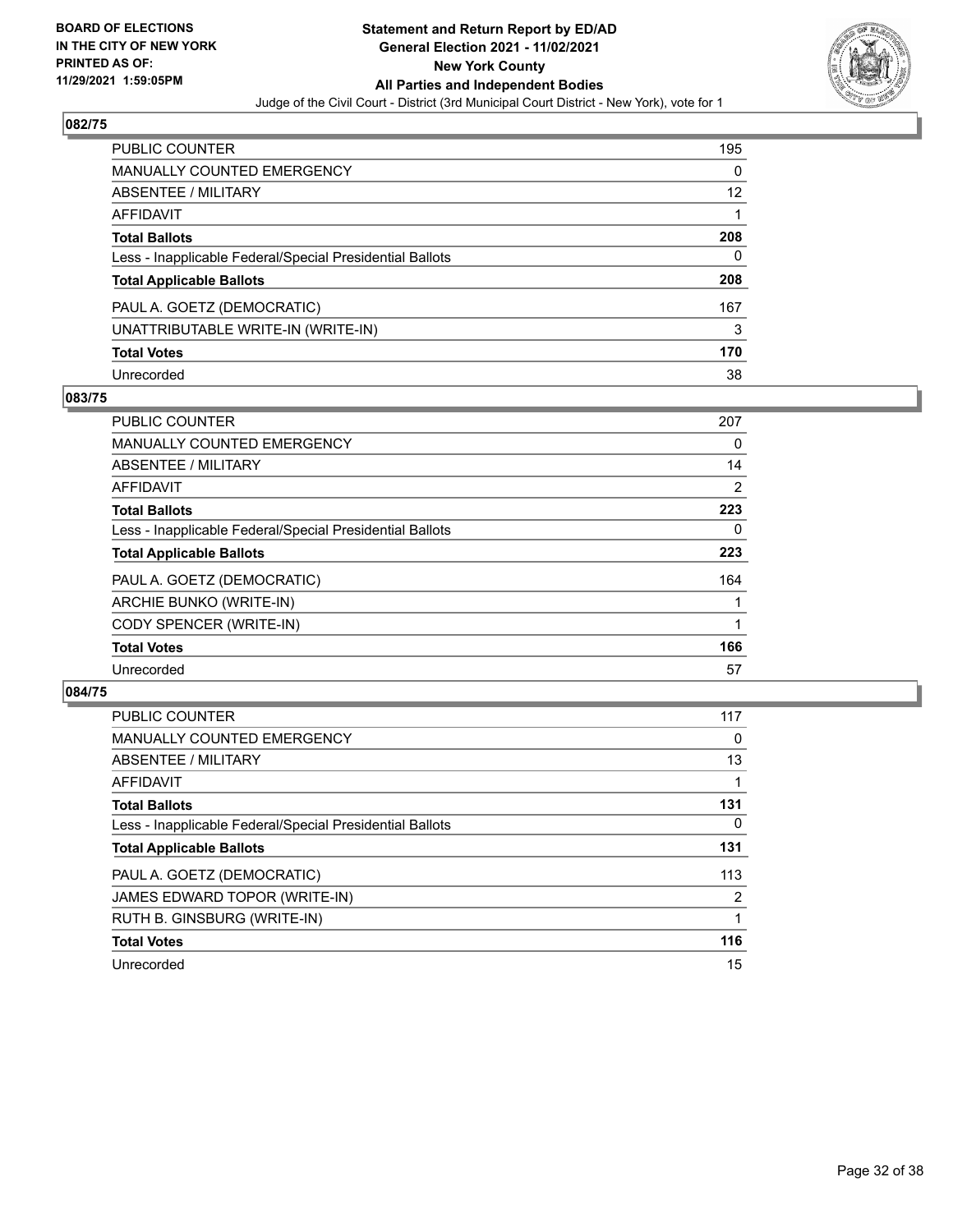## 082/75

| | |
|---|---|
| PUBLIC COUNTER | 195 |
| MANUALLY COUNTED EMERGENCY | 0 |
| ABSENTEE / MILITARY | 12 |
| AFFIDAVIT | 1 |
| **Total Ballots** | **208** |
| Less - Inapplicable Federal/Special Presidential Ballots | 0 |
| **Total Applicable Ballots** | **208** |
| PAUL A. GOETZ (DEMOCRATIC) | 167 |
| UNATTRIBUTABLE WRITE-IN (WRITE-IN) | 3 |
| **Total Votes** | **170** |
| Unrecorded | 38 |

## 083/75

| | |
|---|---|
| PUBLIC COUNTER | 207 |
| MANUALLY COUNTED EMERGENCY | 0 |
| ABSENTEE / MILITARY | 14 |
| AFFIDAVIT | 2 |
| **Total Ballots** | **223** |
| Less - Inapplicable Federal/Special Presidential Ballots | 0 |
| **Total Applicable Ballots** | **223** |
| PAUL A. GOETZ (DEMOCRATIC) | 164 |
| ARCHIE BUNKO (WRITE-IN) | 1 |
| CODY SPENCER (WRITE-IN) | 1 |
| **Total Votes** | **166** |
| Unrecorded | 57 |

## 084/75

| | |
|---|---|
| PUBLIC COUNTER | 117 |
| MANUALLY COUNTED EMERGENCY | 0 |
| ABSENTEE / MILITARY | 13 |
| AFFIDAVIT | 1 |
| **Total Ballots** | **131** |
| Less - Inapplicable Federal/Special Presidential Ballots | 0 |
| **Total Applicable Ballots** | **131** |
| PAUL A. GOETZ (DEMOCRATIC) | 113 |
| JAMES EDWARD TOPOR (WRITE-IN) | 2 |
| RUTH B. GINSBURG (WRITE-IN) | 1 |
| **Total Votes** | **116** |
| Unrecorded | 15 |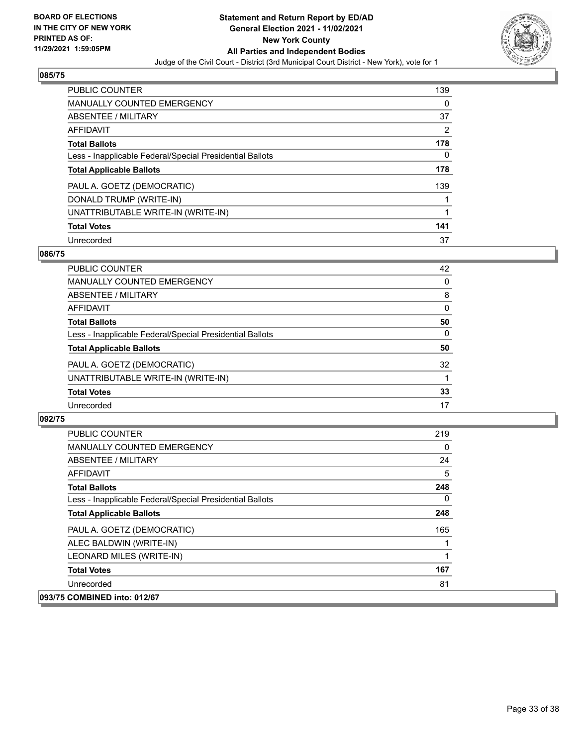**BOARD OF ELECTIONS IN THE CITY OF NEW YORK PRINTED AS OF: 11/29/2021 1:59:05PM**

**Statement and Return Report by ED/AD General Election 2021 - 11/02/2021 New York County All Parties and Independent Bodies**

Judge of the Civil Court - District (3rd Municipal Court District - New York), vote for 1

## 085/75

| | |
|---|---|
| PUBLIC COUNTER | 139 |
| MANUALLY COUNTED EMERGENCY | 0 |
| ABSENTEE / MILITARY | 37 |
| AFFIDAVIT | 2 |
| **Total Ballots** | **178** |
| Less - Inapplicable Federal/Special Presidential Ballots | 0 |
| **Total Applicable Ballots** | **178** |
| PAUL A. GOETZ (DEMOCRATIC) | 139 |
| DONALD TRUMP (WRITE-IN) | 1 |
| UNATTRIBUTABLE WRITE-IN (WRITE-IN) | 1 |
| **Total Votes** | **141** |
| Unrecorded | 37 |

## 086/75

| | |
|---|---|
| PUBLIC COUNTER | 42 |
| MANUALLY COUNTED EMERGENCY | 0 |
| ABSENTEE / MILITARY | 8 |
| AFFIDAVIT | 0 |
| **Total Ballots** | **50** |
| Less - Inapplicable Federal/Special Presidential Ballots | 0 |
| **Total Applicable Ballots** | **50** |
| PAUL A. GOETZ (DEMOCRATIC) | 32 |
| UNATTRIBUTABLE WRITE-IN (WRITE-IN) | 1 |
| **Total Votes** | **33** |
| Unrecorded | 17 |

## 092/75

| | |
|---|---|
| PUBLIC COUNTER | 219 |
| MANUALLY COUNTED EMERGENCY | 0 |
| ABSENTEE / MILITARY | 24 |
| AFFIDAVIT | 5 |
| **Total Ballots** | **248** |
| Less - Inapplicable Federal/Special Presidential Ballots | 0 |
| **Total Applicable Ballots** | **248** |
| PAUL A. GOETZ (DEMOCRATIC) | 165 |
| ALEC BALDWIN (WRITE-IN) | 1 |
| LEONARD MILES (WRITE-IN) | 1 |
| **Total Votes** | **167** |
| Unrecorded | 81 |

## 093/75 COMBINED into: 012/67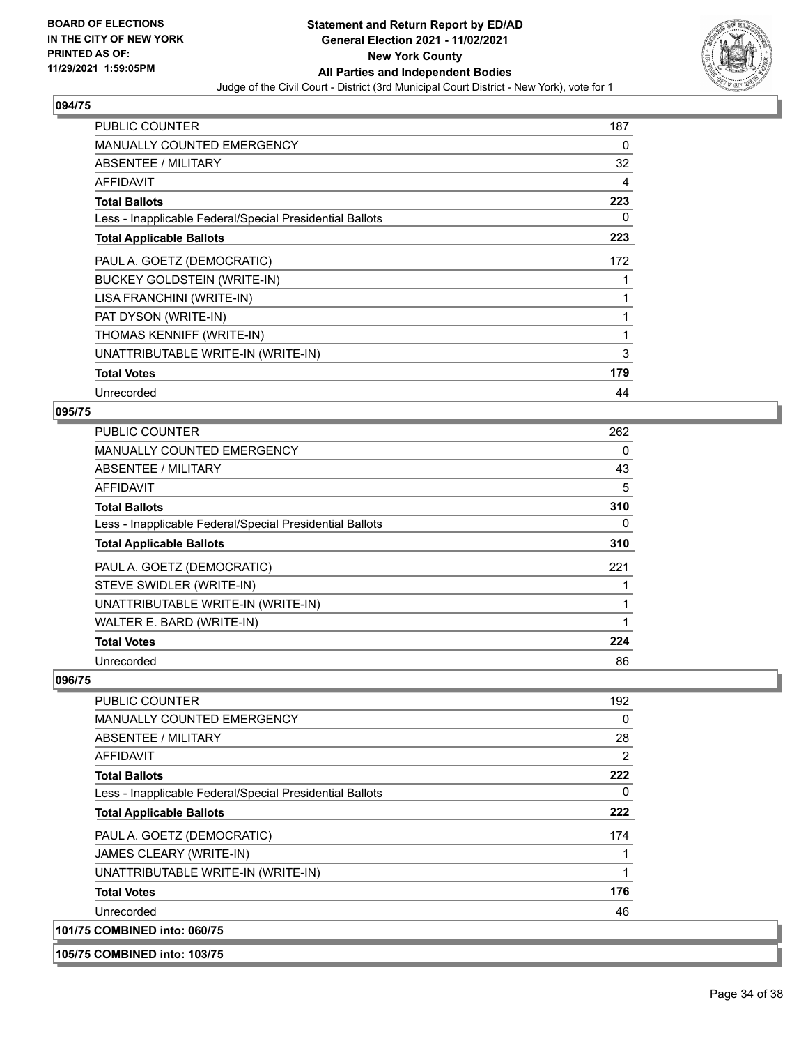## 094/75

| | |
|---|---|
| PUBLIC COUNTER | 187 |
| MANUALLY COUNTED EMERGENCY | 0 |
| ABSENTEE / MILITARY | 32 |
| AFFIDAVIT | 4 |
| **Total Ballots** | **223** |
| Less - Inapplicable Federal/Special Presidential Ballots | 0 |
| **Total Applicable Ballots** | **223** |
| PAUL A. GOETZ (DEMOCRATIC) | 172 |
| BUCKEY GOLDSTEIN (WRITE-IN) | 1 |
| LISA FRANCHINI (WRITE-IN) | 1 |
| PAT DYSON (WRITE-IN) | 1 |
| THOMAS KENNIFF (WRITE-IN) | 1 |
| UNATTRIBUTABLE WRITE-IN (WRITE-IN) | 3 |
| **Total Votes** | **179** |
| Unrecorded | 44 |

## 095/75

| | |
|---|---|
| PUBLIC COUNTER | 262 |
| MANUALLY COUNTED EMERGENCY | 0 |
| ABSENTEE / MILITARY | 43 |
| AFFIDAVIT | 5 |
| **Total Ballots** | **310** |
| Less - Inapplicable Federal/Special Presidential Ballots | 0 |
| **Total Applicable Ballots** | **310** |
| PAUL A. GOETZ (DEMOCRATIC) | 221 |
| STEVE SWIDLER (WRITE-IN) | 1 |
| UNATTRIBUTABLE WRITE-IN (WRITE-IN) | 1 |
| WALTER E. BARD (WRITE-IN) | 1 |
| **Total Votes** | **224** |
| Unrecorded | 86 |

## 096/75

| | |
|---|---|
| PUBLIC COUNTER | 192 |
| MANUALLY COUNTED EMERGENCY | 0 |
| ABSENTEE / MILITARY | 28 |
| AFFIDAVIT | 2 |
| **Total Ballots** | **222** |
| Less - Inapplicable Federal/Special Presidential Ballots | 0 |
| **Total Applicable Ballots** | **222** |
| PAUL A. GOETZ (DEMOCRATIC) | 174 |
| JAMES CLEARY (WRITE-IN) | 1 |
| UNATTRIBUTABLE WRITE-IN (WRITE-IN) | 1 |
| **Total Votes** | **176** |
| Unrecorded | 46 |

**101/75 COMBINED into: 060/75**

**105/75 COMBINED into: 103/75**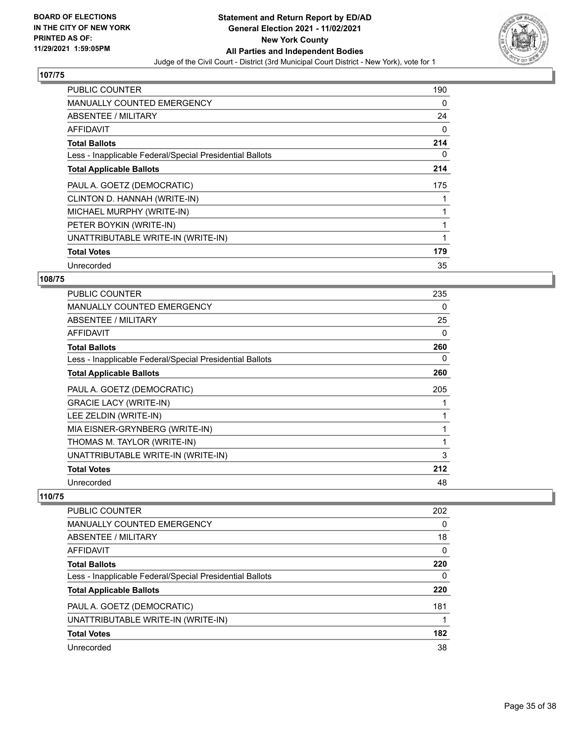BOARD OF ELECTIONS
IN THE CITY OF NEW YORK
PRINTED AS OF:
11/29/2021 1:59:05PM

# Statement and Return Report by ED/AD
## General Election 2021 - 11/02/2021
## New York County
## All Parties and Independent Bodies
Judge of the Civil Court - District (3rd Municipal Court District - New York), vote for 1

### 107/75

| | |
|---|---|
| PUBLIC COUNTER | 190 |
| MANUALLY COUNTED EMERGENCY | 0 |
| ABSENTEE / MILITARY | 24 |
| AFFIDAVIT | 0 |
| **Total Ballots** | **214** |
| Less - Inapplicable Federal/Special Presidential Ballots | 0 |
| **Total Applicable Ballots** | **214** |
| PAUL A. GOETZ (DEMOCRATIC) | 175 |
| CLINTON D. HANNAH (WRITE-IN) | 1 |
| MICHAEL MURPHY (WRITE-IN) | 1 |
| PETER BOYKIN (WRITE-IN) | 1 |
| UNATTRIBUTABLE WRITE-IN (WRITE-IN) | 1 |
| **Total Votes** | **179** |
| Unrecorded | 35 |

### 108/75

| | |
|---|---|
| PUBLIC COUNTER | 235 |
| MANUALLY COUNTED EMERGENCY | 0 |
| ABSENTEE / MILITARY | 25 |
| AFFIDAVIT | 0 |
| **Total Ballots** | **260** |
| Less - Inapplicable Federal/Special Presidential Ballots | 0 |
| **Total Applicable Ballots** | **260** |
| PAUL A. GOETZ (DEMOCRATIC) | 205 |
| GRACIE LACY (WRITE-IN) | 1 |
| LEE ZELDIN (WRITE-IN) | 1 |
| MIA EISNER-GRYNBERG (WRITE-IN) | 1 |
| THOMAS M. TAYLOR (WRITE-IN) | 1 |
| UNATTRIBUTABLE WRITE-IN (WRITE-IN) | 3 |
| **Total Votes** | **212** |
| Unrecorded | 48 |

### 110/75

| | |
|---|---|
| PUBLIC COUNTER | 202 |
| MANUALLY COUNTED EMERGENCY | 0 |
| ABSENTEE / MILITARY | 18 |
| AFFIDAVIT | 0 |
| **Total Ballots** | **220** |
| Less - Inapplicable Federal/Special Presidential Ballots | 0 |
| **Total Applicable Ballots** | **220** |
| PAUL A. GOETZ (DEMOCRATIC) | 181 |
| UNATTRIBUTABLE WRITE-IN (WRITE-IN) | 1 |
| **Total Votes** | **182** |
| Unrecorded | 38 |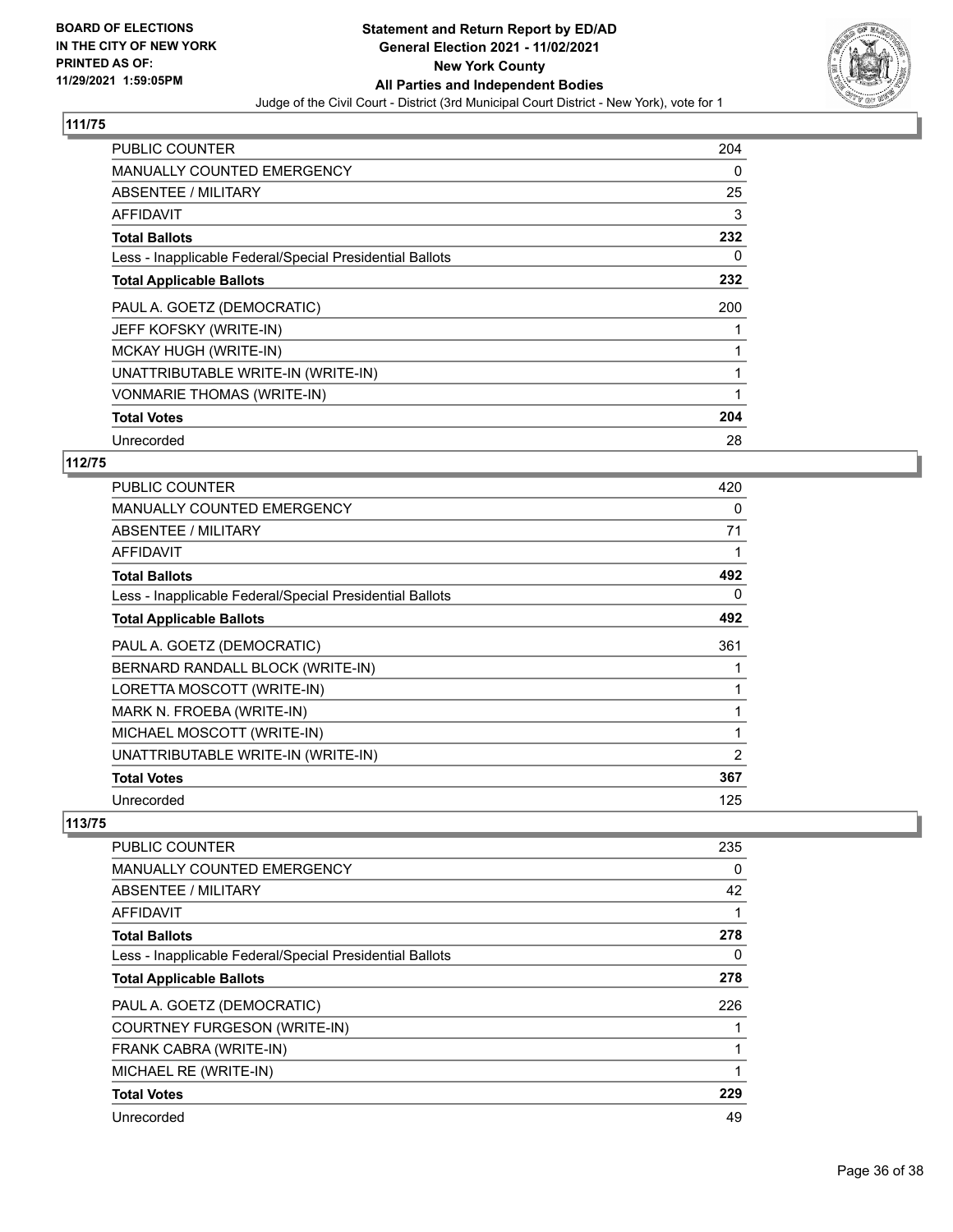BOARD OF ELECTIONS
IN THE CITY OF NEW YORK
PRINTED AS OF:
11/29/2021 1:59:05PM

# Statement and Return Report by ED/AD
## General Election 2021 - 11/02/2021
## New York County
## All Parties and Independent Bodies

Judge of the Civil Court - District (3rd Municipal Court District - New York), vote for 1

### 111/75

| | |
|---|---|
| PUBLIC COUNTER | 204 |
| MANUALLY COUNTED EMERGENCY | 0 |
| ABSENTEE / MILITARY | 25 |
| AFFIDAVIT | 3 |
| **Total Ballots** | **232** |
| Less - Inapplicable Federal/Special Presidential Ballots | 0 |
| **Total Applicable Ballots** | **232** |
| PAUL A. GOETZ (DEMOCRATIC) | 200 |
| JEFF KOFSKY (WRITE-IN) | 1 |
| MCKAY HUGH (WRITE-IN) | 1 |
| UNATTRIBUTABLE WRITE-IN (WRITE-IN) | 1 |
| VONMARIE THOMAS (WRITE-IN) | 1 |
| **Total Votes** | **204** |
| Unrecorded | 28 |

### 112/75

| | |
|---|---|
| PUBLIC COUNTER | 420 |
| MANUALLY COUNTED EMERGENCY | 0 |
| ABSENTEE / MILITARY | 71 |
| AFFIDAVIT | 1 |
| **Total Ballots** | **492** |
| Less - Inapplicable Federal/Special Presidential Ballots | 0 |
| **Total Applicable Ballots** | **492** |
| PAUL A. GOETZ (DEMOCRATIC) | 361 |
| BERNARD RANDALL BLOCK (WRITE-IN) | 1 |
| LORETTA MOSCOTT (WRITE-IN) | 1 |
| MARK N. FROEBA (WRITE-IN) | 1 |
| MICHAEL MOSCOTT (WRITE-IN) | 1 |
| UNATTRIBUTABLE WRITE-IN (WRITE-IN) | 2 |
| **Total Votes** | **367** |
| Unrecorded | 125 |

### 113/75

| | |
|---|---|
| PUBLIC COUNTER | 235 |
| MANUALLY COUNTED EMERGENCY | 0 |
| ABSENTEE / MILITARY | 42 |
| AFFIDAVIT | 1 |
| **Total Ballots** | **278** |
| Less - Inapplicable Federal/Special Presidential Ballots | 0 |
| **Total Applicable Ballots** | **278** |
| PAUL A. GOETZ (DEMOCRATIC) | 226 |
| COURTNEY FURGESON (WRITE-IN) | 1 |
| FRANK CABRA (WRITE-IN) | 1 |
| MICHAEL RE (WRITE-IN) | 1 |
| **Total Votes** | **229** |
| Unrecorded | 49 |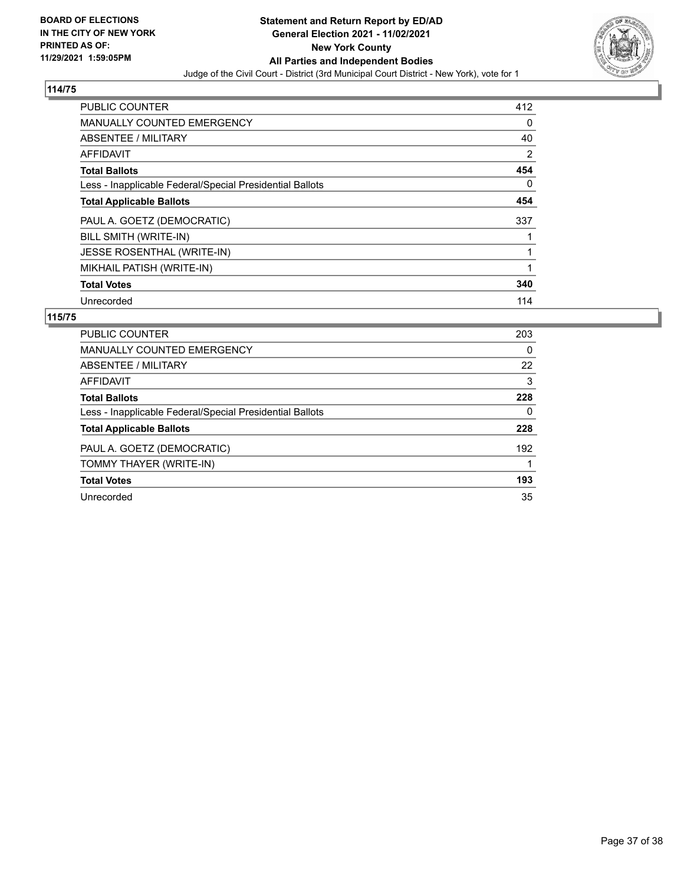**BOARD OF ELECTIONS IN THE CITY OF NEW YORK PRINTED AS OF: 11/29/2021 1:59:05PM**

**Statement and Return Report by ED/AD General Election 2021 - 11/02/2021 New York County All Parties and Independent Bodies**

Judge of the Civil Court - District (3rd Municipal Court District - New York), vote for 1

## 114/75

| | |
|---|---|
| PUBLIC COUNTER | 412 |
| MANUALLY COUNTED EMERGENCY | 0 |
| ABSENTEE / MILITARY | 40 |
| AFFIDAVIT | 2 |
| **Total Ballots** | **454** |
| Less - Inapplicable Federal/Special Presidential Ballots | 0 |
| **Total Applicable Ballots** | **454** |
| PAUL A. GOETZ (DEMOCRATIC) | 337 |
| BILL SMITH (WRITE-IN) | 1 |
| JESSE ROSENTHAL (WRITE-IN) | 1 |
| MIKHAIL PATISH (WRITE-IN) | 1 |
| **Total Votes** | **340** |
| Unrecorded | 114 |

## 115/75

| | |
|---|---|
| PUBLIC COUNTER | 203 |
| MANUALLY COUNTED EMERGENCY | 0 |
| ABSENTEE / MILITARY | 22 |
| AFFIDAVIT | 3 |
| **Total Ballots** | **228** |
| Less - Inapplicable Federal/Special Presidential Ballots | 0 |
| **Total Applicable Ballots** | **228** |
| PAUL A. GOETZ (DEMOCRATIC) | 192 |
| TOMMY THAYER (WRITE-IN) | 1 |
| **Total Votes** | **193** |
| Unrecorded | 35 |